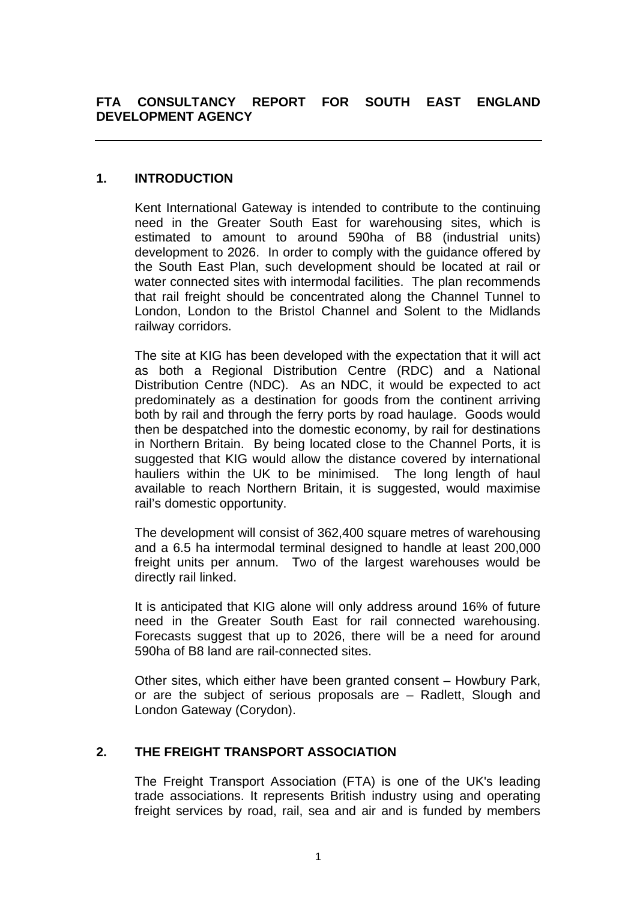**FTA CONSULTANCY REPORT FOR SOUTH EAST ENGLAND DEVELOPMENT AGENCY**

---

## 1. INTRODUCTION

Kent International Gateway is intended to contribute to the continuing need in the Greater South East for warehousing sites, which is estimated to amount to around 590ha of B8 (industrial units) development to 2026. In order to comply with the guidance offered by the South East Plan, such development should be located at rail or water connected sites with intermodal facilities. The plan recommends that rail freight should be concentrated along the Channel Tunnel to London, London to the Bristol Channel and Solent to the Midlands railway corridors.

The site at KIG has been developed with the expectation that it will act as both a Regional Distribution Centre (RDC) and a National Distribution Centre (NDC). As an NDC, it would be expected to act predominately as a destination for goods from the continent arriving both by rail and through the ferry ports by road haulage. Goods would then be despatched into the domestic economy, by rail for destinations in Northern Britain. By being located close to the Channel Ports, it is suggested that KIG would allow the distance covered by international hauliers within the UK to be minimised. The long length of haul available to reach Northern Britain, it is suggested, would maximise rail's domestic opportunity.

The development will consist of 362,400 square metres of warehousing and a 6.5 ha intermodal terminal designed to handle at least 200,000 freight units per annum. Two of the largest warehouses would be directly rail linked.

It is anticipated that KIG alone will only address around 16% of future need in the Greater South East for rail connected warehousing. Forecasts suggest that up to 2026, there will be a need for around 590ha of B8 land are rail-connected sites.

Other sites, which either have been granted consent – Howbury Park, or are the subject of serious proposals are – Radlett, Slough and London Gateway (Corydon).

## 2. THE FREIGHT TRANSPORT ASSOCIATION

The Freight Transport Association (FTA) is one of the UK's leading trade associations. It represents British industry using and operating freight services by road, rail, sea and air and is funded by members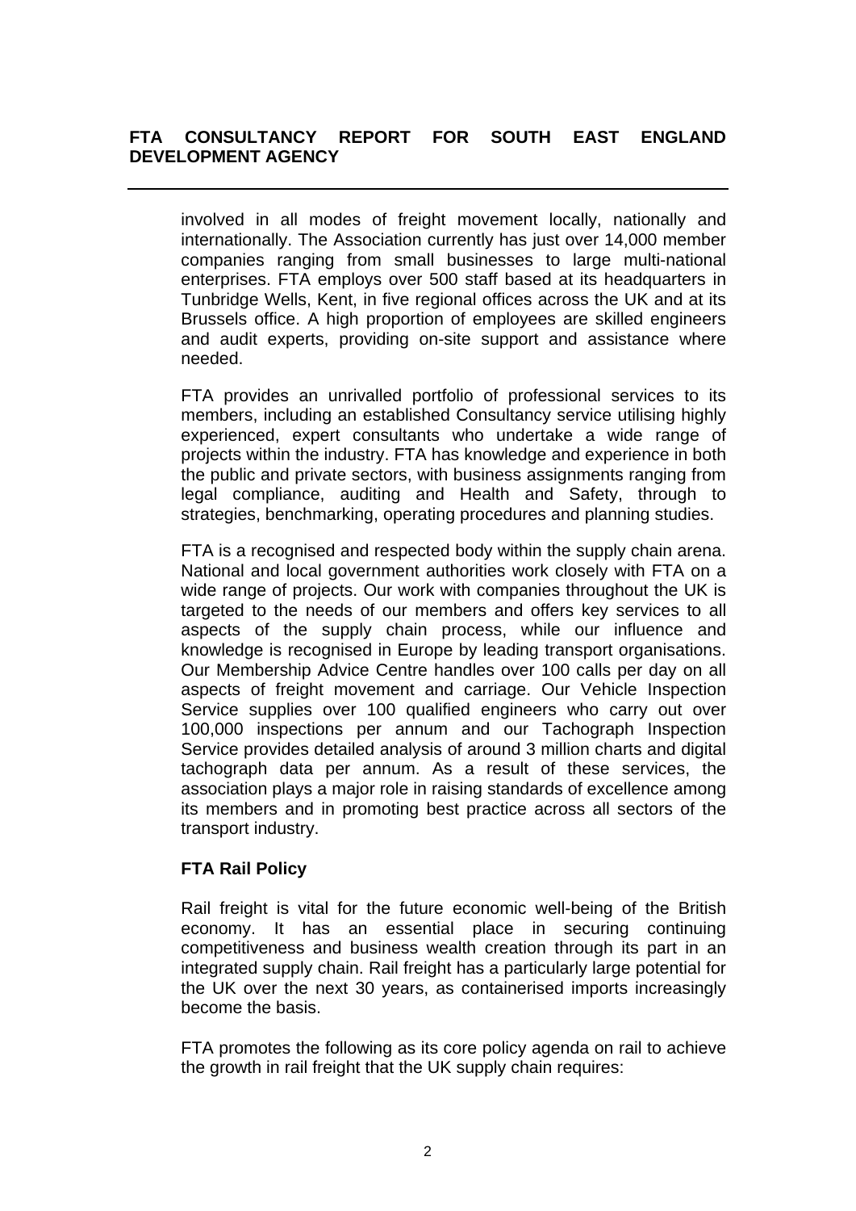involved in all modes of freight movement locally, nationally and internationally. The Association currently has just over 14,000 member companies ranging from small businesses to large multi-national enterprises. FTA employs over 500 staff based at its headquarters in Tunbridge Wells, Kent, in five regional offices across the UK and at its Brussels office. A high proportion of employees are skilled engineers and audit experts, providing on-site support and assistance where needed.

FTA provides an unrivalled portfolio of professional services to its members, including an established Consultancy service utilising highly experienced, expert consultants who undertake a wide range of projects within the industry. FTA has knowledge and experience in both the public and private sectors, with business assignments ranging from legal compliance, auditing and Health and Safety, through to strategies, benchmarking, operating procedures and planning studies.

FTA is a recognised and respected body within the supply chain arena. National and local government authorities work closely with FTA on a wide range of projects. Our work with companies throughout the UK is targeted to the needs of our members and offers key services to all aspects of the supply chain process, while our influence and knowledge is recognised in Europe by leading transport organisations. Our Membership Advice Centre handles over 100 calls per day on all aspects of freight movement and carriage. Our Vehicle Inspection Service supplies over 100 qualified engineers who carry out over 100,000 inspections per annum and our Tachograph Inspection Service provides detailed analysis of around 3 million charts and digital tachograph data per annum. As a result of these services, the association plays a major role in raising standards of excellence among its members and in promoting best practice across all sectors of the transport industry.

### FTA Rail Policy

Rail freight is vital for the future economic well-being of the British economy. It has an essential place in securing continuing competitiveness and business wealth creation through its part in an integrated supply chain. Rail freight has a particularly large potential for the UK over the next 30 years, as containerised imports increasingly become the basis.

FTA promotes the following as its core policy agenda on rail to achieve the growth in rail freight that the UK supply chain requires: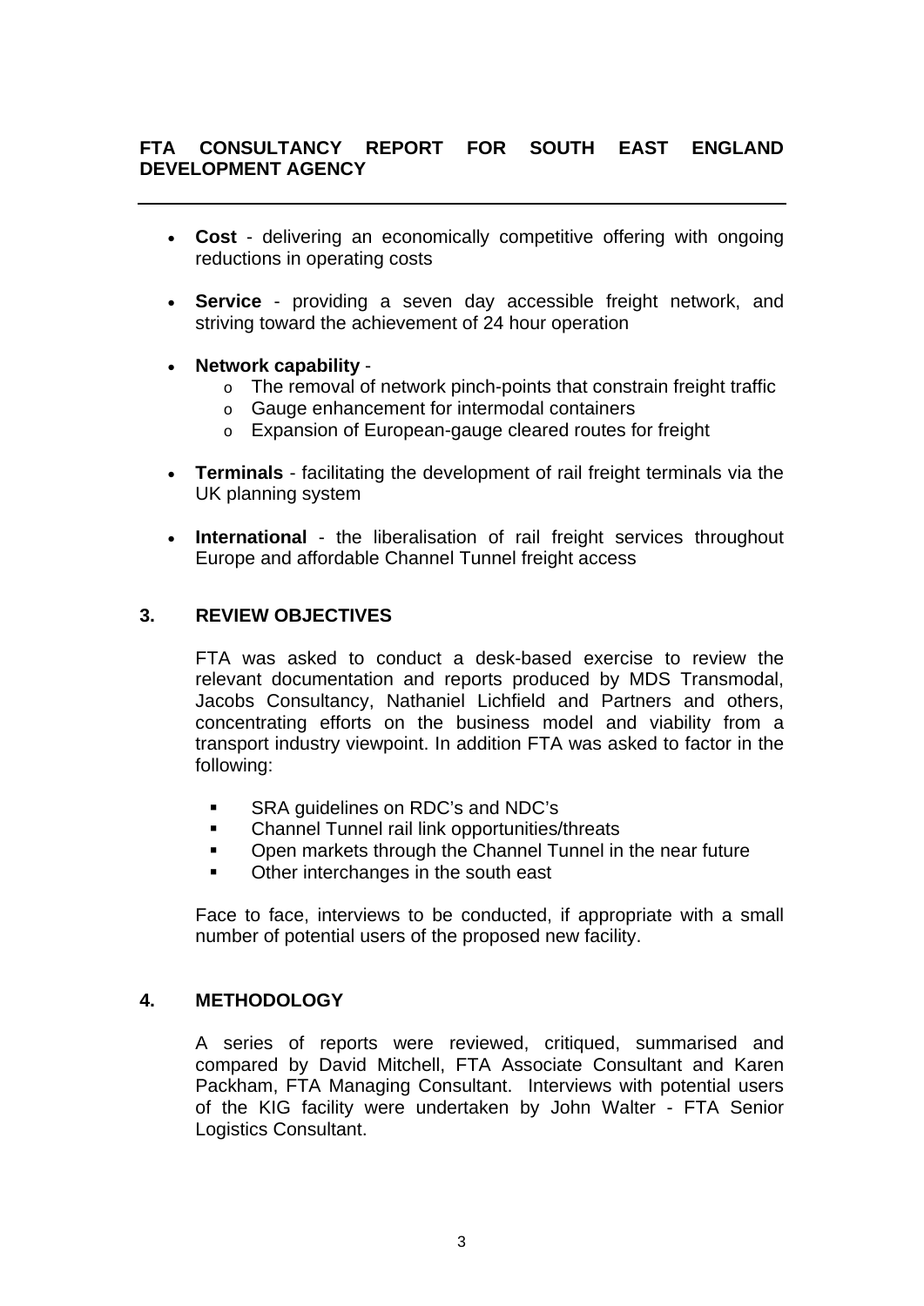- **Cost** - delivering an economically competitive offering with ongoing reductions in operating costs

- **Service** - providing a seven day accessible freight network, and striving toward the achievement of 24 hour operation

- **Network capability** -
  - The removal of network pinch-points that constrain freight traffic
  - Gauge enhancement for intermodal containers
  - Expansion of European-gauge cleared routes for freight

- **Terminals** - facilitating the development of rail freight terminals via the UK planning system

- **International** - the liberalisation of rail freight services throughout Europe and affordable Channel Tunnel freight access

## 3. REVIEW OBJECTIVES

FTA was asked to conduct a desk-based exercise to review the relevant documentation and reports produced by MDS Transmodal, Jacobs Consultancy, Nathaniel Lichfield and Partners and others, concentrating efforts on the business model and viability from a transport industry viewpoint. In addition FTA was asked to factor in the following:

- SRA guidelines on RDC's and NDC's
- Channel Tunnel rail link opportunities/threats
- Open markets through the Channel Tunnel in the near future
- Other interchanges in the south east

Face to face, interviews to be conducted, if appropriate with a small number of potential users of the proposed new facility.

## 4. METHODOLOGY

A series of reports were reviewed, critiqued, summarised and compared by David Mitchell, FTA Associate Consultant and Karen Packham, FTA Managing Consultant. Interviews with potential users of the KIG facility were undertaken by John Walter - FTA Senior Logistics Consultant.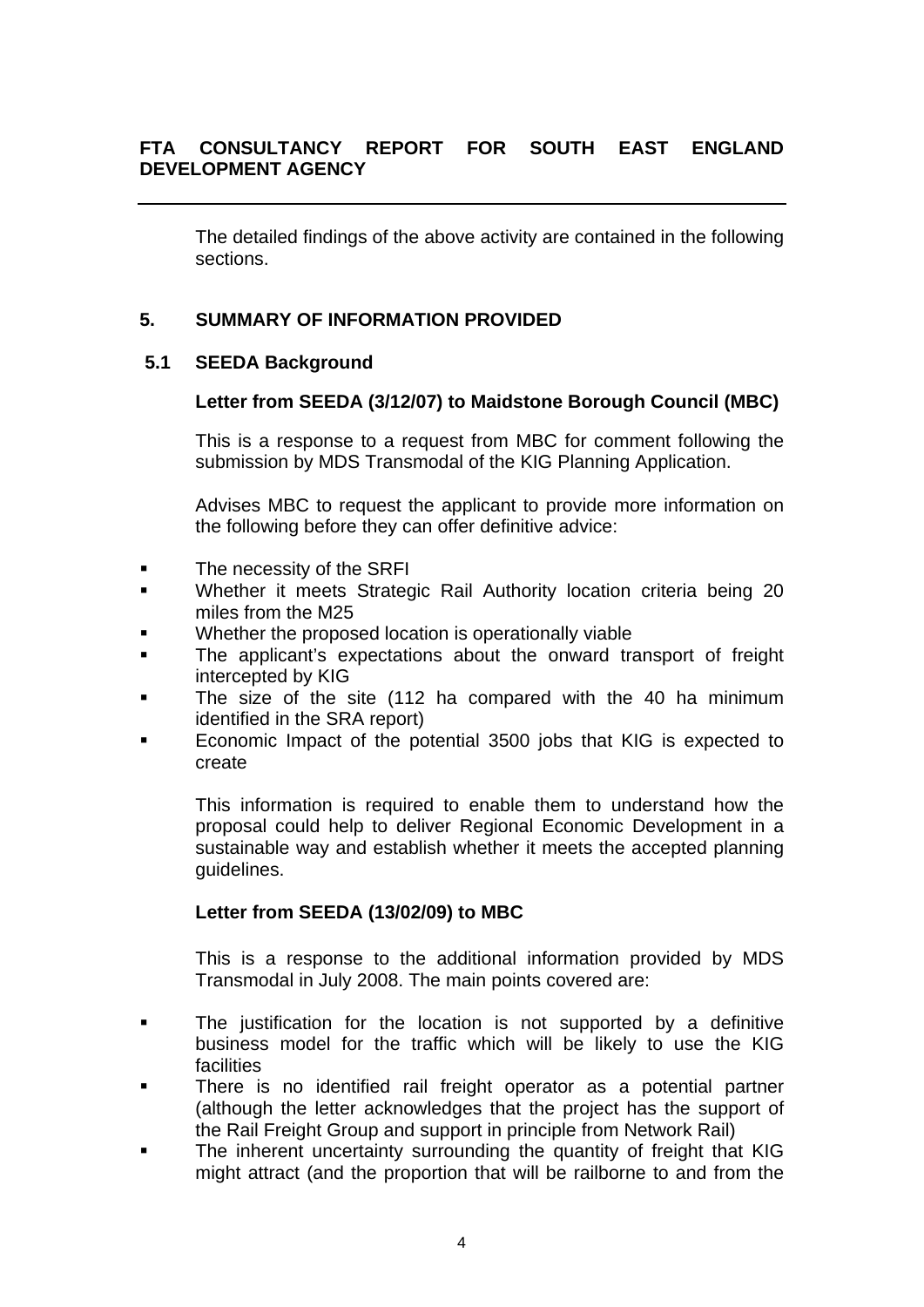The detailed findings of the above activity are contained in the following sections.

## 5. SUMMARY OF INFORMATION PROVIDED

### 5.1 SEEDA Background

**Letter from SEEDA (3/12/07) to Maidstone Borough Council (MBC)**

This is a response to a request from MBC for comment following the submission by MDS Transmodal of the KIG Planning Application.

Advises MBC to request the applicant to provide more information on the following before they can offer definitive advice:

- The necessity of the SRFI
- Whether it meets Strategic Rail Authority location criteria being 20 miles from the M25
- Whether the proposed location is operationally viable
- The applicant's expectations about the onward transport of freight intercepted by KIG
- The size of the site (112 ha compared with the 40 ha minimum identified in the SRA report)
- Economic Impact of the potential 3500 jobs that KIG is expected to create

This information is required to enable them to understand how the proposal could help to deliver Regional Economic Development in a sustainable way and establish whether it meets the accepted planning guidelines.

**Letter from SEEDA (13/02/09) to MBC**

This is a response to the additional information provided by MDS Transmodal in July 2008. The main points covered are:

- The justification for the location is not supported by a definitive business model for the traffic which will be likely to use the KIG facilities
- There is no identified rail freight operator as a potential partner (although the letter acknowledges that the project has the support of the Rail Freight Group and support in principle from Network Rail)
- The inherent uncertainty surrounding the quantity of freight that KIG might attract (and the proportion that will be railborne to and from the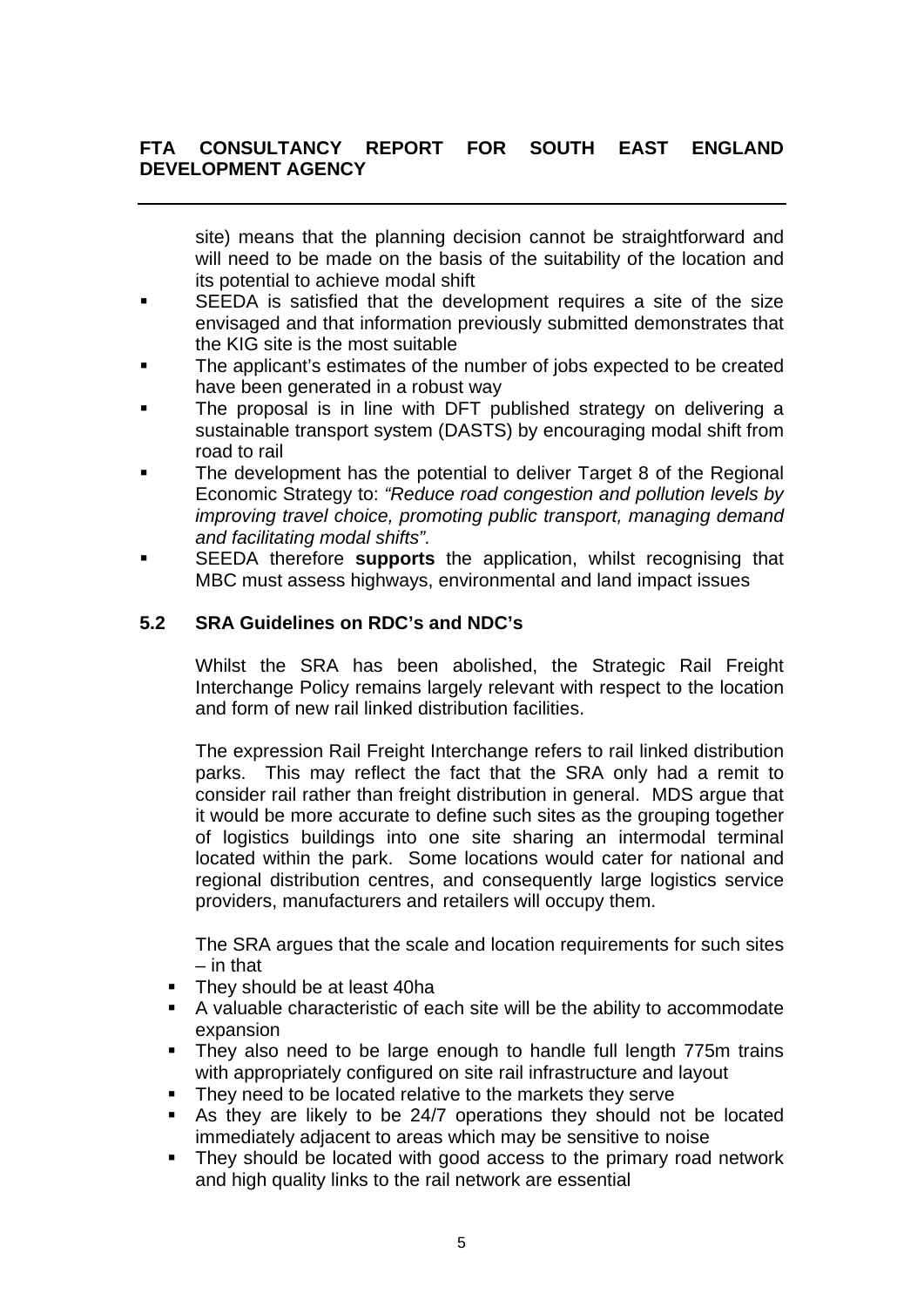site) means that the planning decision cannot be straightforward and will need to be made on the basis of the suitability of the location and its potential to achieve modal shift

- SEEDA is satisfied that the development requires a site of the size envisaged and that information previously submitted demonstrates that the KIG site is the most suitable
- The applicant's estimates of the number of jobs expected to be created have been generated in a robust way
- The proposal is in line with DFT published strategy on delivering a sustainable transport system (DASTS) by encouraging modal shift from road to rail
- The development has the potential to deliver Target 8 of the Regional Economic Strategy to: *"Reduce road congestion and pollution levels by improving travel choice, promoting public transport, managing demand and facilitating modal shifts".*
- SEEDA therefore **supports** the application, whilst recognising that MBC must assess highways, environmental and land impact issues

## 5.2 SRA Guidelines on RDC's and NDC's

Whilst the SRA has been abolished, the Strategic Rail Freight Interchange Policy remains largely relevant with respect to the location and form of new rail linked distribution facilities.

The expression Rail Freight Interchange refers to rail linked distribution parks. This may reflect the fact that the SRA only had a remit to consider rail rather than freight distribution in general. MDS argue that it would be more accurate to define such sites as the grouping together of logistics buildings into one site sharing an intermodal terminal located within the park. Some locations would cater for national and regional distribution centres, and consequently large logistics service providers, manufacturers and retailers will occupy them.

The SRA argues that the scale and location requirements for such sites – in that

- They should be at least 40ha
- A valuable characteristic of each site will be the ability to accommodate expansion
- They also need to be large enough to handle full length 775m trains with appropriately configured on site rail infrastructure and layout
- They need to be located relative to the markets they serve
- As they are likely to be 24/7 operations they should not be located immediately adjacent to areas which may be sensitive to noise
- They should be located with good access to the primary road network and high quality links to the rail network are essential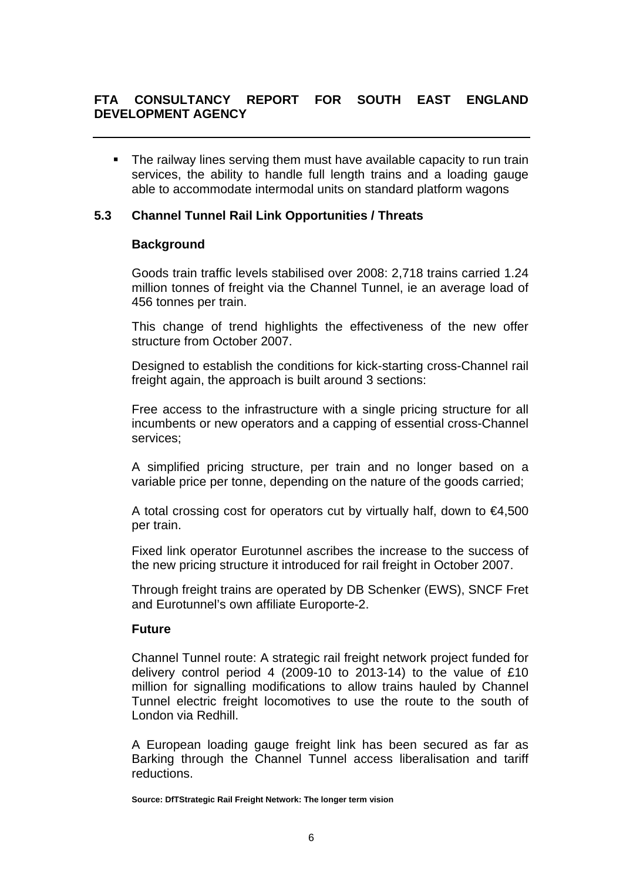- The railway lines serving them must have available capacity to run train services, the ability to handle full length trains and a loading gauge able to accommodate intermodal units on standard platform wagons

## 5.3 Channel Tunnel Rail Link Opportunities / Threats

### Background

Goods train traffic levels stabilised over 2008: 2,718 trains carried 1.24 million tonnes of freight via the Channel Tunnel, ie an average load of 456 tonnes per train.

This change of trend highlights the effectiveness of the new offer structure from October 2007.

Designed to establish the conditions for kick-starting cross-Channel rail freight again, the approach is built around 3 sections:

Free access to the infrastructure with a single pricing structure for all incumbents or new operators and a capping of essential cross-Channel services;

A simplified pricing structure, per train and no longer based on a variable price per tonne, depending on the nature of the goods carried;

A total crossing cost for operators cut by virtually half, down to €4,500 per train.

Fixed link operator Eurotunnel ascribes the increase to the success of the new pricing structure it introduced for rail freight in October 2007.

Through freight trains are operated by DB Schenker (EWS), SNCF Fret and Eurotunnel's own affiliate Europorte-2.

### Future

Channel Tunnel route: A strategic rail freight network project funded for delivery control period 4 (2009-10 to 2013-14) to the value of £10 million for signalling modifications to allow trains hauled by Channel Tunnel electric freight locomotives to use the route to the south of London via Redhill.

A European loading gauge freight link has been secured as far as Barking through the Channel Tunnel access liberalisation and tariff reductions.

**Source: DfTStrategic Rail Freight Network: The longer term vision**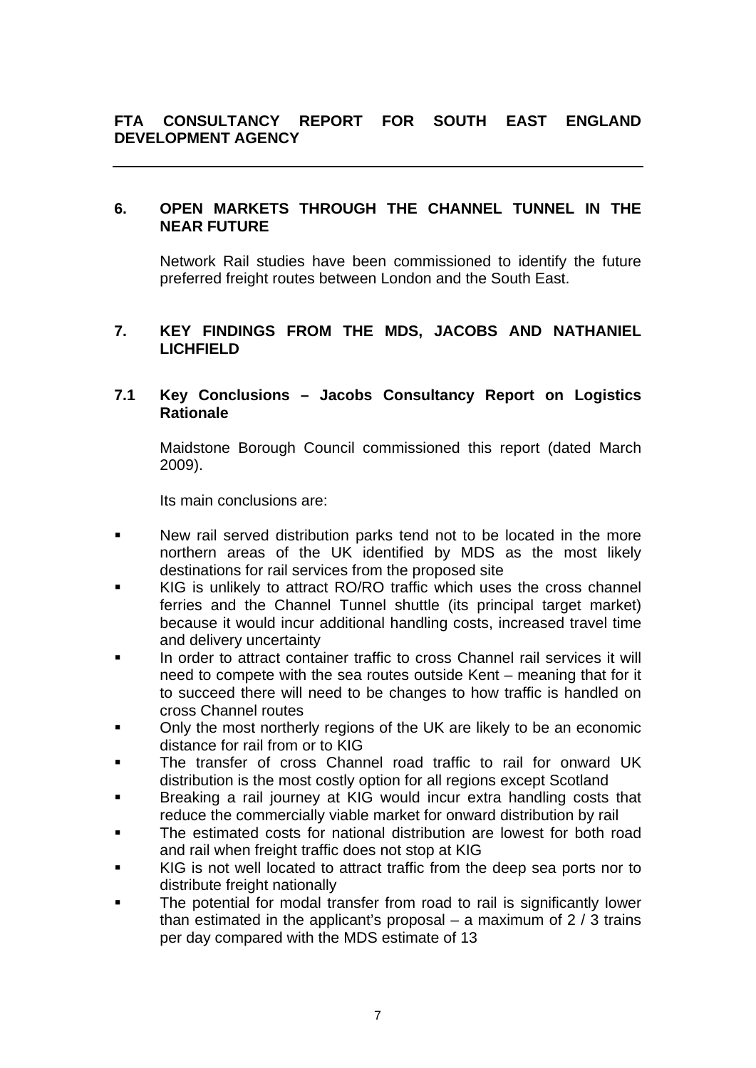## 6. OPEN MARKETS THROUGH THE CHANNEL TUNNEL IN THE NEAR FUTURE

Network Rail studies have been commissioned to identify the future preferred freight routes between London and the South East.

## 7. KEY FINDINGS FROM THE MDS, JACOBS AND NATHANIEL LICHFIELD

### 7.1 Key Conclusions – Jacobs Consultancy Report on Logistics Rationale

Maidstone Borough Council commissioned this report (dated March 2009).

Its main conclusions are:

- New rail served distribution parks tend not to be located in the more northern areas of the UK identified by MDS as the most likely destinations for rail services from the proposed site
- KIG is unlikely to attract RO/RO traffic which uses the cross channel ferries and the Channel Tunnel shuttle (its principal target market) because it would incur additional handling costs, increased travel time and delivery uncertainty
- In order to attract container traffic to cross Channel rail services it will need to compete with the sea routes outside Kent – meaning that for it to succeed there will need to be changes to how traffic is handled on cross Channel routes
- Only the most northerly regions of the UK are likely to be an economic distance for rail from or to KIG
- The transfer of cross Channel road traffic to rail for onward UK distribution is the most costly option for all regions except Scotland
- Breaking a rail journey at KIG would incur extra handling costs that reduce the commercially viable market for onward distribution by rail
- The estimated costs for national distribution are lowest for both road and rail when freight traffic does not stop at KIG
- KIG is not well located to attract traffic from the deep sea ports nor to distribute freight nationally
- The potential for modal transfer from road to rail is significantly lower than estimated in the applicant's proposal – a maximum of 2 / 3 trains per day compared with the MDS estimate of 13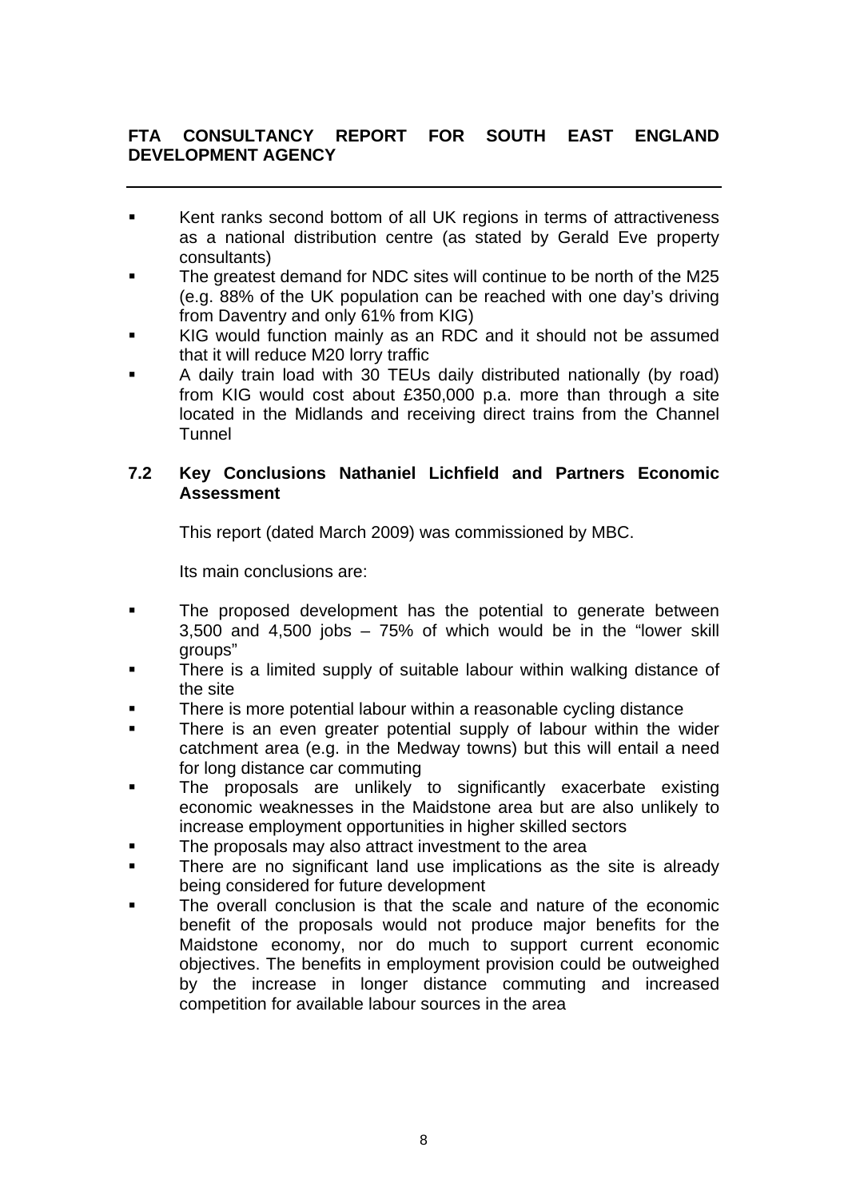**FTA CONSULTANCY REPORT FOR SOUTH EAST ENGLAND DEVELOPMENT AGENCY**

- Kent ranks second bottom of all UK regions in terms of attractiveness as a national distribution centre (as stated by Gerald Eve property consultants)
- The greatest demand for NDC sites will continue to be north of the M25 (e.g. 88% of the UK population can be reached with one day's driving from Daventry and only 61% from KIG)
- KIG would function mainly as an RDC and it should not be assumed that it will reduce M20 lorry traffic
- A daily train load with 30 TEUs daily distributed nationally (by road) from KIG would cost about £350,000 p.a. more than through a site located in the Midlands and receiving direct trains from the Channel Tunnel

## 7.2 Key Conclusions Nathaniel Lichfield and Partners Economic Assessment

This report (dated March 2009) was commissioned by MBC.

Its main conclusions are:

- The proposed development has the potential to generate between 3,500 and 4,500 jobs – 75% of which would be in the "lower skill groups"
- There is a limited supply of suitable labour within walking distance of the site
- There is more potential labour within a reasonable cycling distance
- There is an even greater potential supply of labour within the wider catchment area (e.g. in the Medway towns) but this will entail a need for long distance car commuting
- The proposals are unlikely to significantly exacerbate existing economic weaknesses in the Maidstone area but are also unlikely to increase employment opportunities in higher skilled sectors
- The proposals may also attract investment to the area
- There are no significant land use implications as the site is already being considered for future development
- The overall conclusion is that the scale and nature of the economic benefit of the proposals would not produce major benefits for the Maidstone economy, nor do much to support current economic objectives. The benefits in employment provision could be outweighed by the increase in longer distance commuting and increased competition for available labour sources in the area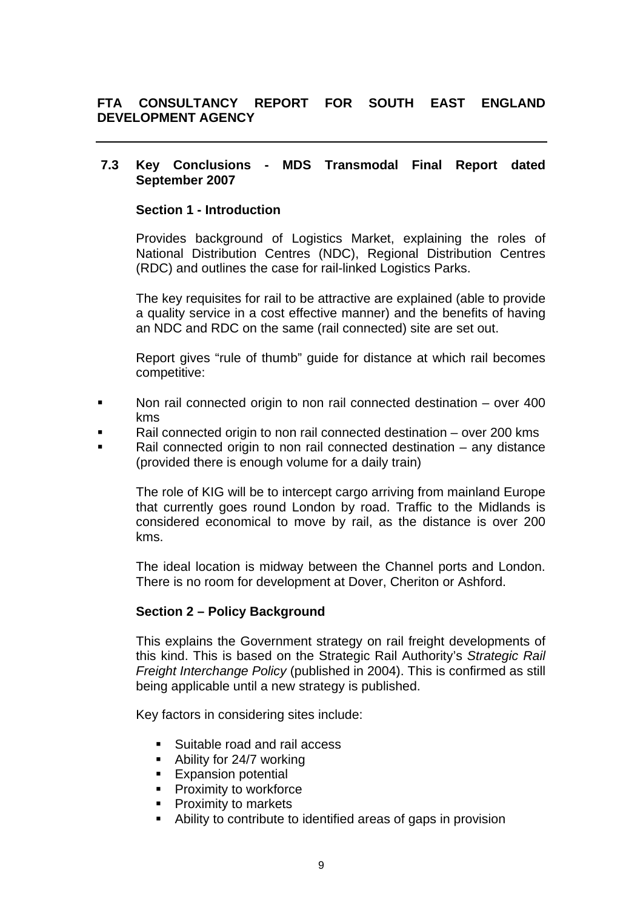## 7.3 Key Conclusions - MDS Transmodal Final Report dated September 2007

### Section 1 - Introduction

Provides background of Logistics Market, explaining the roles of National Distribution Centres (NDC), Regional Distribution Centres (RDC) and outlines the case for rail-linked Logistics Parks.

The key requisites for rail to be attractive are explained (able to provide a quality service in a cost effective manner) and the benefits of having an NDC and RDC on the same (rail connected) site are set out.

Report gives "rule of thumb" guide for distance at which rail becomes competitive:

- Non rail connected origin to non rail connected destination – over 400 kms
- Rail connected origin to non rail connected destination – over 200 kms
- Rail connected origin to non rail connected destination – any distance (provided there is enough volume for a daily train)

The role of KIG will be to intercept cargo arriving from mainland Europe that currently goes round London by road. Traffic to the Midlands is considered economical to move by rail, as the distance is over 200 kms.

The ideal location is midway between the Channel ports and London. There is no room for development at Dover, Cheriton or Ashford.

### Section 2 – Policy Background

This explains the Government strategy on rail freight developments of this kind. This is based on the Strategic Rail Authority's *Strategic Rail Freight Interchange Policy* (published in 2004). This is confirmed as still being applicable until a new strategy is published.

Key factors in considering sites include:

- Suitable road and rail access
- Ability for 24/7 working
- Expansion potential
- Proximity to workforce
- Proximity to markets
- Ability to contribute to identified areas of gaps in provision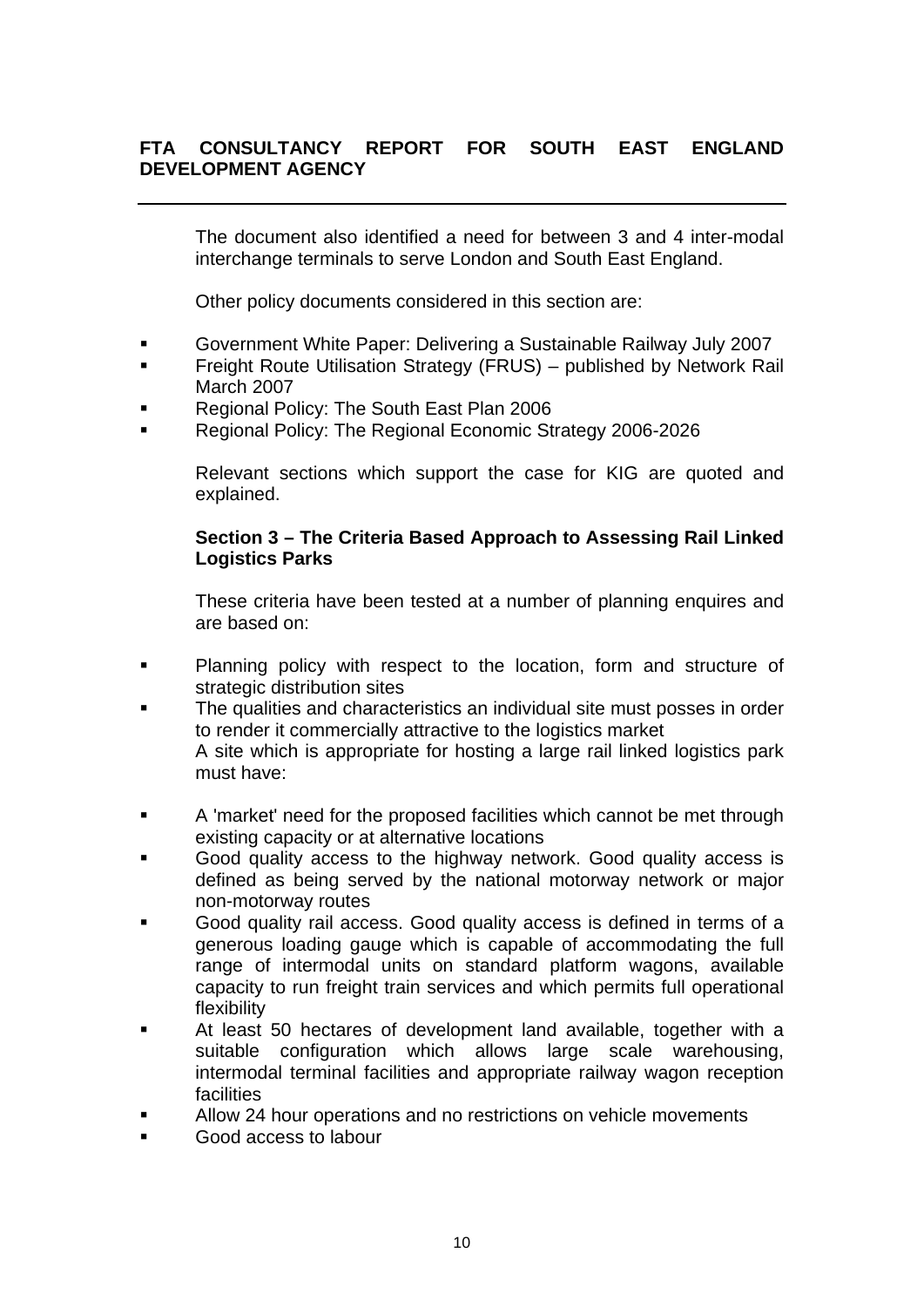The document also identified a need for between 3 and 4 inter-modal interchange terminals to serve London and South East England.

Other policy documents considered in this section are:

- Government White Paper: Delivering a Sustainable Railway July 2007
- Freight Route Utilisation Strategy (FRUS) – published by Network Rail March 2007
- Regional Policy: The South East Plan 2006
- Regional Policy: The Regional Economic Strategy 2006-2026

Relevant sections which support the case for KIG are quoted and explained.

**Section 3 – The Criteria Based Approach to Assessing Rail Linked Logistics Parks**

These criteria have been tested at a number of planning enquires and are based on:

- Planning policy with respect to the location, form and structure of strategic distribution sites
- The qualities and characteristics an individual site must posses in order to render it commercially attractive to the logistics market
  A site which is appropriate for hosting a large rail linked logistics park must have:

- A 'market' need for the proposed facilities which cannot be met through existing capacity or at alternative locations
- Good quality access to the highway network. Good quality access is defined as being served by the national motorway network or major non-motorway routes
- Good quality rail access. Good quality access is defined in terms of a generous loading gauge which is capable of accommodating the full range of intermodal units on standard platform wagons, available capacity to run freight train services and which permits full operational flexibility
- At least 50 hectares of development land available, together with a suitable configuration which allows large scale warehousing, intermodal terminal facilities and appropriate railway wagon reception facilities
- Allow 24 hour operations and no restrictions on vehicle movements
- Good access to labour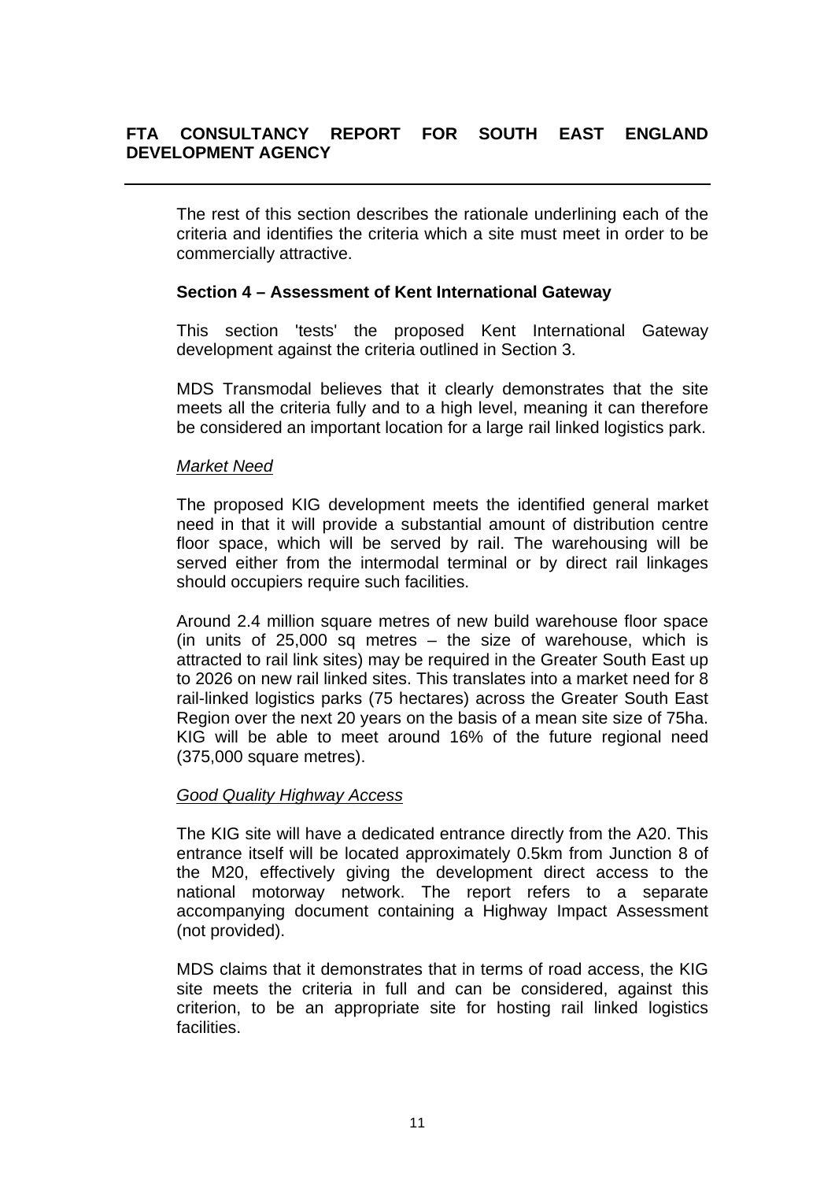The rest of this section describes the rationale underlining each of the criteria and identifies the criteria which a site must meet in order to be commercially attractive.

**Section 4 – Assessment of Kent International Gateway**

This section 'tests' the proposed Kent International Gateway development against the criteria outlined in Section 3.

MDS Transmodal believes that it clearly demonstrates that the site meets all the criteria fully and to a high level, meaning it can therefore be considered an important location for a large rail linked logistics park.

*Market Need*

The proposed KIG development meets the identified general market need in that it will provide a substantial amount of distribution centre floor space, which will be served by rail. The warehousing will be served either from the intermodal terminal or by direct rail linkages should occupiers require such facilities.

Around 2.4 million square metres of new build warehouse floor space (in units of 25,000 sq metres – the size of warehouse, which is attracted to rail link sites) may be required in the Greater South East up to 2026 on new rail linked sites. This translates into a market need for 8 rail-linked logistics parks (75 hectares) across the Greater South East Region over the next 20 years on the basis of a mean site size of 75ha. KIG will be able to meet around 16% of the future regional need (375,000 square metres).

*Good Quality Highway Access*

The KIG site will have a dedicated entrance directly from the A20. This entrance itself will be located approximately 0.5km from Junction 8 of the M20, effectively giving the development direct access to the national motorway network. The report refers to a separate accompanying document containing a Highway Impact Assessment (not provided).

MDS claims that it demonstrates that in terms of road access, the KIG site meets the criteria in full and can be considered, against this criterion, to be an appropriate site for hosting rail linked logistics facilities.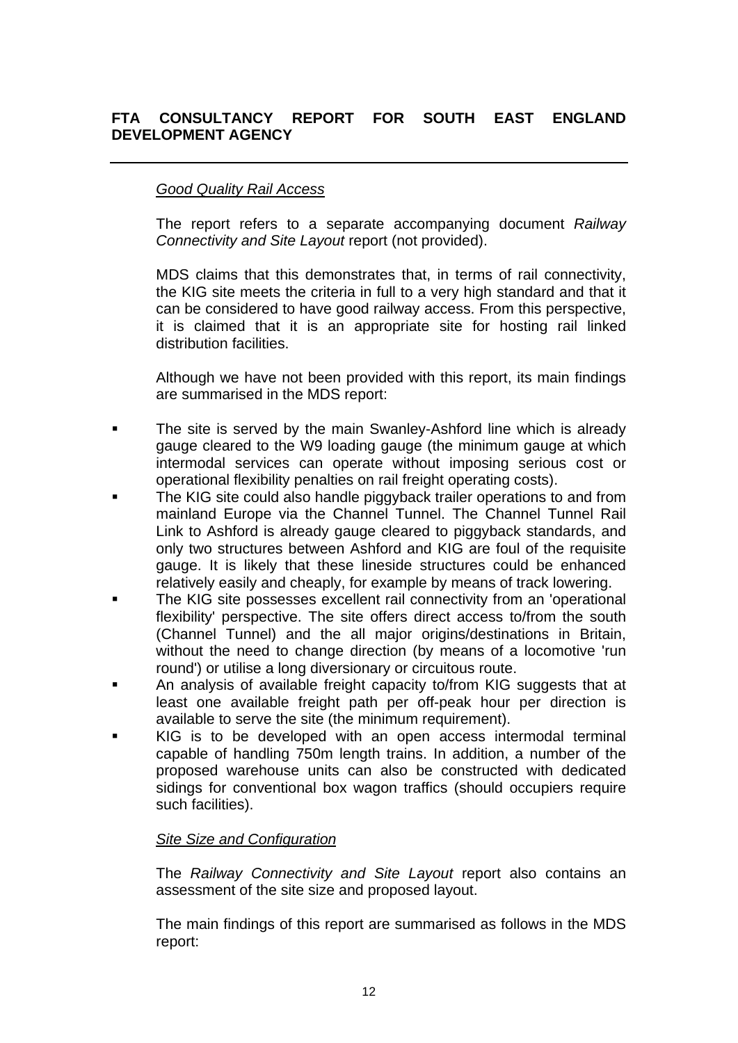*Good Quality Rail Access*

The report refers to a separate accompanying document *Railway Connectivity and Site Layout* report (not provided).

MDS claims that this demonstrates that, in terms of rail connectivity, the KIG site meets the criteria in full to a very high standard and that it can be considered to have good railway access. From this perspective, it is claimed that it is an appropriate site for hosting rail linked distribution facilities.

Although we have not been provided with this report, its main findings are summarised in the MDS report:

- The site is served by the main Swanley-Ashford line which is already gauge cleared to the W9 loading gauge (the minimum gauge at which intermodal services can operate without imposing serious cost or operational flexibility penalties on rail freight operating costs).
- The KIG site could also handle piggyback trailer operations to and from mainland Europe via the Channel Tunnel. The Channel Tunnel Rail Link to Ashford is already gauge cleared to piggyback standards, and only two structures between Ashford and KIG are foul of the requisite gauge. It is likely that these lineside structures could be enhanced relatively easily and cheaply, for example by means of track lowering.
- The KIG site possesses excellent rail connectivity from an 'operational flexibility' perspective. The site offers direct access to/from the south (Channel Tunnel) and the all major origins/destinations in Britain, without the need to change direction (by means of a locomotive 'run round') or utilise a long diversionary or circuitous route.
- An analysis of available freight capacity to/from KIG suggests that at least one available freight path per off-peak hour per direction is available to serve the site (the minimum requirement).
- KIG is to be developed with an open access intermodal terminal capable of handling 750m length trains. In addition, a number of the proposed warehouse units can also be constructed with dedicated sidings for conventional box wagon traffics (should occupiers require such facilities).

*Site Size and Configuration*

The *Railway Connectivity and Site Layout* report also contains an assessment of the site size and proposed layout.

The main findings of this report are summarised as follows in the MDS report: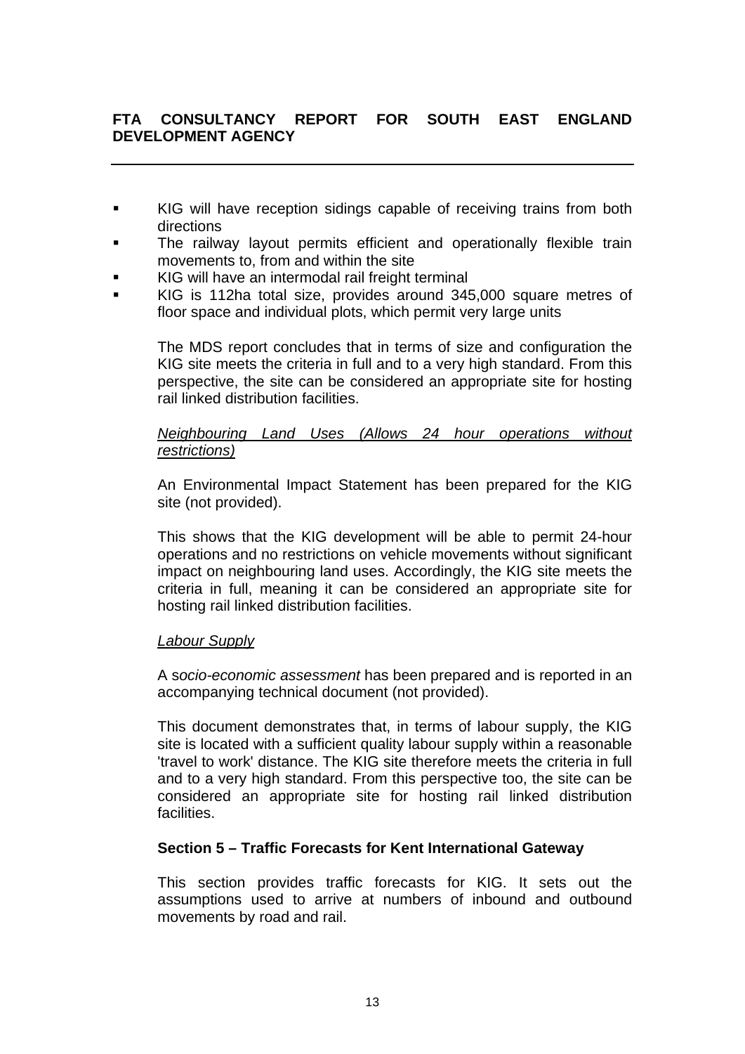- KIG will have reception sidings capable of receiving trains from both directions
- The railway layout permits efficient and operationally flexible train movements to, from and within the site
- KIG will have an intermodal rail freight terminal
- KIG is 112ha total size, provides around 345,000 square metres of floor space and individual plots, which permit very large units

The MDS report concludes that in terms of size and configuration the KIG site meets the criteria in full and to a very high standard. From this perspective, the site can be considered an appropriate site for hosting rail linked distribution facilities.

*Neighbouring Land Uses (Allows 24 hour operations without restrictions)*

An Environmental Impact Statement has been prepared for the KIG site (not provided).

This shows that the KIG development will be able to permit 24-hour operations and no restrictions on vehicle movements without significant impact on neighbouring land uses. Accordingly, the KIG site meets the criteria in full, meaning it can be considered an appropriate site for hosting rail linked distribution facilities.

*Labour Supply*

A s*ocio-economic assessment* has been prepared and is reported in an accompanying technical document (not provided).

This document demonstrates that, in terms of labour supply, the KIG site is located with a sufficient quality labour supply within a reasonable 'travel to work' distance. The KIG site therefore meets the criteria in full and to a very high standard. From this perspective too, the site can be considered an appropriate site for hosting rail linked distribution facilities.

## Section 5 – Traffic Forecasts for Kent International Gateway

This section provides traffic forecasts for KIG. It sets out the assumptions used to arrive at numbers of inbound and outbound movements by road and rail.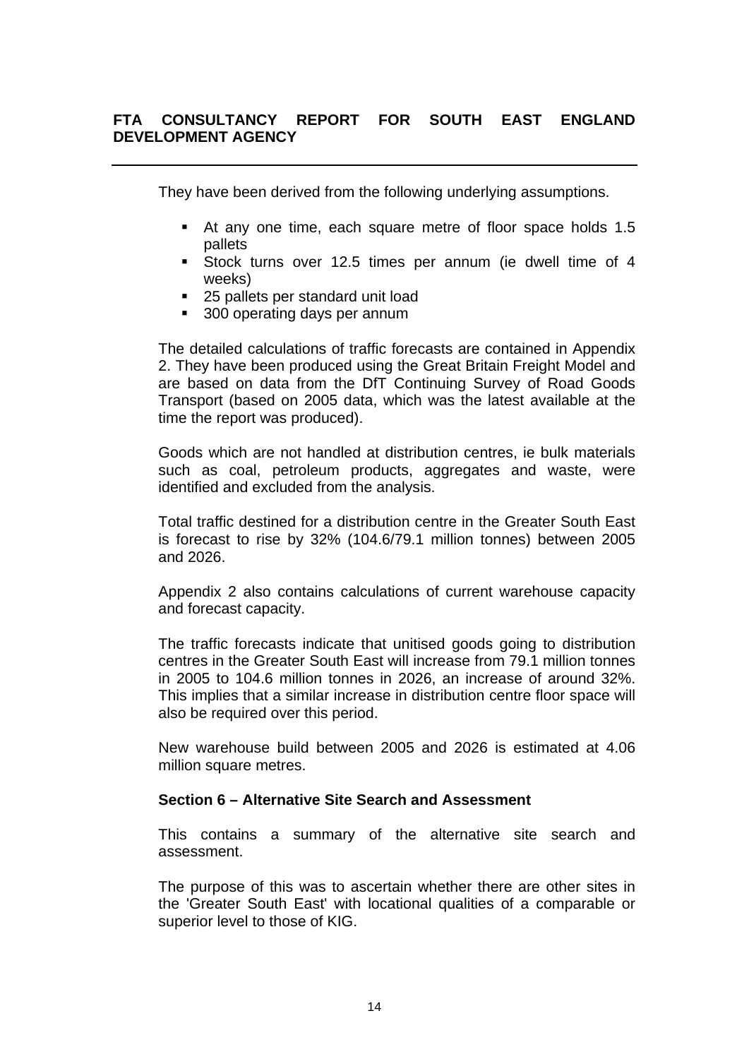They have been derived from the following underlying assumptions.

- At any one time, each square metre of floor space holds 1.5 pallets
- Stock turns over 12.5 times per annum (ie dwell time of 4 weeks)
- 25 pallets per standard unit load
- 300 operating days per annum

The detailed calculations of traffic forecasts are contained in Appendix 2. They have been produced using the Great Britain Freight Model and are based on data from the DfT Continuing Survey of Road Goods Transport (based on 2005 data, which was the latest available at the time the report was produced).

Goods which are not handled at distribution centres, ie bulk materials such as coal, petroleum products, aggregates and waste, were identified and excluded from the analysis.

Total traffic destined for a distribution centre in the Greater South East is forecast to rise by 32% (104.6/79.1 million tonnes) between 2005 and 2026.

Appendix 2 also contains calculations of current warehouse capacity and forecast capacity.

The traffic forecasts indicate that unitised goods going to distribution centres in the Greater South East will increase from 79.1 million tonnes in 2005 to 104.6 million tonnes in 2026, an increase of around 32%. This implies that a similar increase in distribution centre floor space will also be required over this period.

New warehouse build between 2005 and 2026 is estimated at 4.06 million square metres.

**Section 6 – Alternative Site Search and Assessment**

This contains a summary of the alternative site search and assessment.

The purpose of this was to ascertain whether there are other sites in the 'Greater South East' with locational qualities of a comparable or superior level to those of KIG.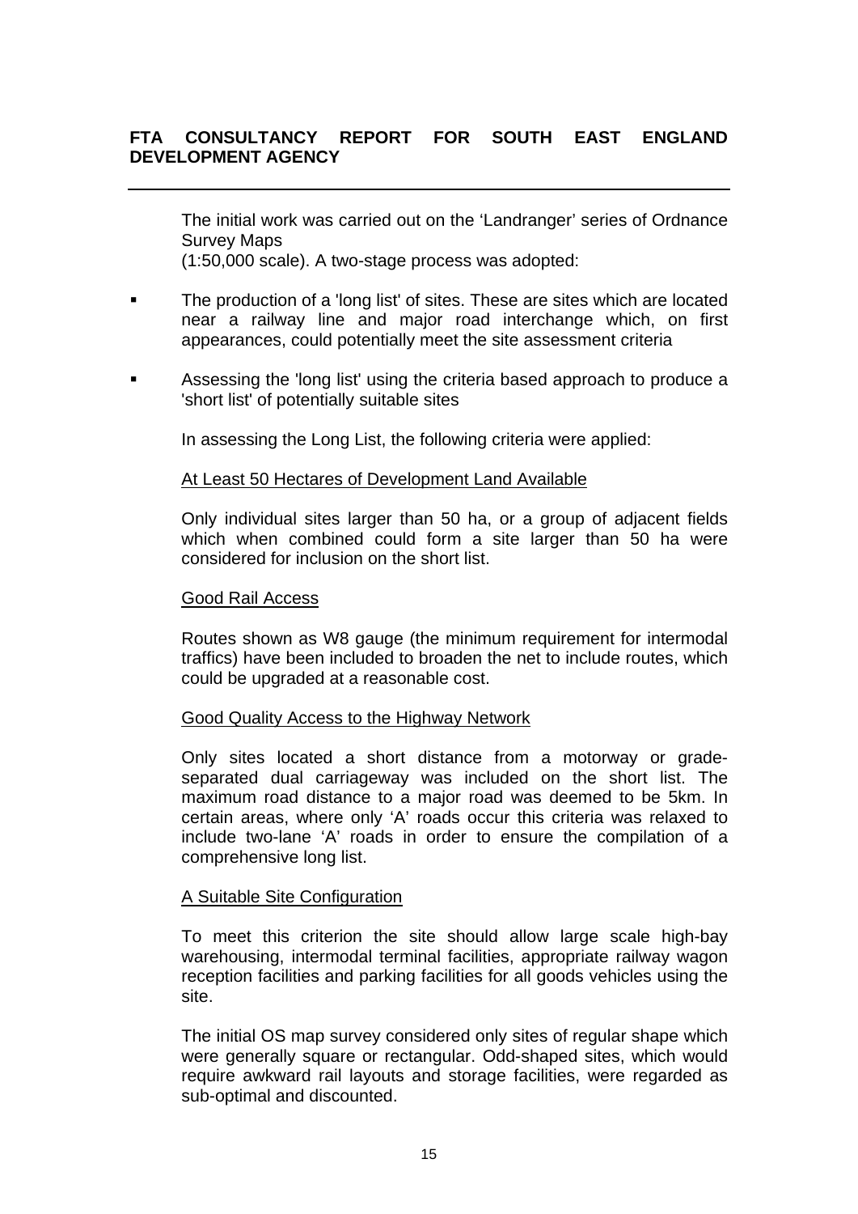The initial work was carried out on the 'Landranger' series of Ordnance Survey Maps
(1:50,000 scale). A two-stage process was adopted:

- The production of a 'long list' of sites. These are sites which are located near a railway line and major road interchange which, on first appearances, could potentially meet the site assessment criteria
- Assessing the 'long list' using the criteria based approach to produce a 'short list' of potentially suitable sites

In assessing the Long List, the following criteria were applied:

<u>At Least 50 Hectares of Development Land Available</u>

Only individual sites larger than 50 ha, or a group of adjacent fields which when combined could form a site larger than 50 ha were considered for inclusion on the short list.

<u>Good Rail Access</u>

Routes shown as W8 gauge (the minimum requirement for intermodal traffics) have been included to broaden the net to include routes, which could be upgraded at a reasonable cost.

<u>Good Quality Access to the Highway Network</u>

Only sites located a short distance from a motorway or grade-separated dual carriageway was included on the short list. The maximum road distance to a major road was deemed to be 5km. In certain areas, where only 'A' roads occur this criteria was relaxed to include two-lane 'A' roads in order to ensure the compilation of a comprehensive long list.

<u>A Suitable Site Configuration</u>

To meet this criterion the site should allow large scale high-bay warehousing, intermodal terminal facilities, appropriate railway wagon reception facilities and parking facilities for all goods vehicles using the site.

The initial OS map survey considered only sites of regular shape which were generally square or rectangular. Odd-shaped sites, which would require awkward rail layouts and storage facilities, were regarded as sub-optimal and discounted.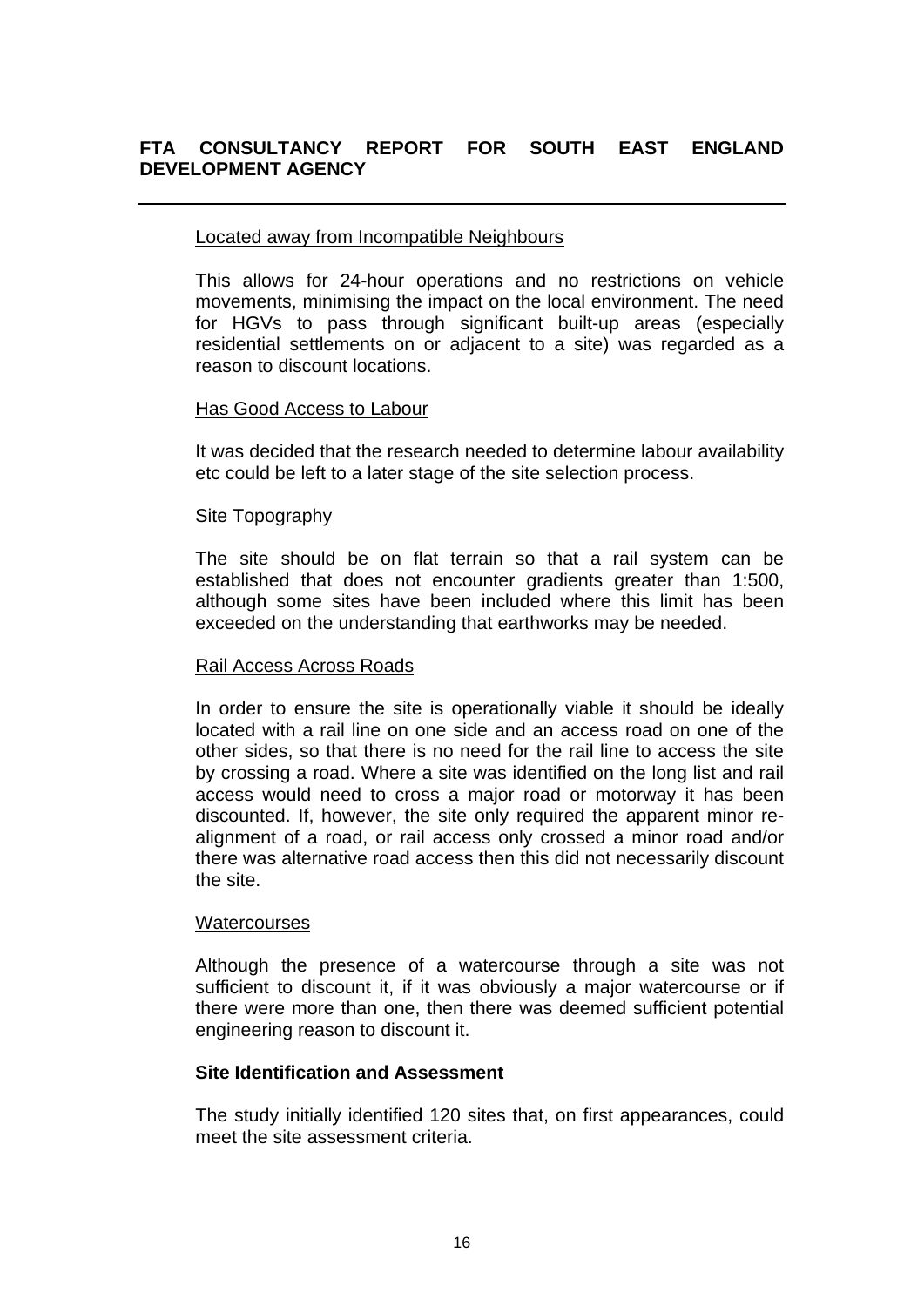Located away from Incompatible Neighbours

This allows for 24-hour operations and no restrictions on vehicle movements, minimising the impact on the local environment. The need for HGVs to pass through significant built-up areas (especially residential settlements on or adjacent to a site) was regarded as a reason to discount locations.

Has Good Access to Labour

It was decided that the research needed to determine labour availability etc could be left to a later stage of the site selection process.

Site Topography

The site should be on flat terrain so that a rail system can be established that does not encounter gradients greater than 1:500, although some sites have been included where this limit has been exceeded on the understanding that earthworks may be needed.

Rail Access Across Roads

In order to ensure the site is operationally viable it should be ideally located with a rail line on one side and an access road on one of the other sides, so that there is no need for the rail line to access the site by crossing a road. Where a site was identified on the long list and rail access would need to cross a major road or motorway it has been discounted. If, however, the site only required the apparent minor re-alignment of a road, or rail access only crossed a minor road and/or there was alternative road access then this did not necessarily discount the site.

Watercourses

Although the presence of a watercourse through a site was not sufficient to discount it, if it was obviously a major watercourse or if there were more than one, then there was deemed sufficient potential engineering reason to discount it.

**Site Identification and Assessment**

The study initially identified 120 sites that, on first appearances, could meet the site assessment criteria.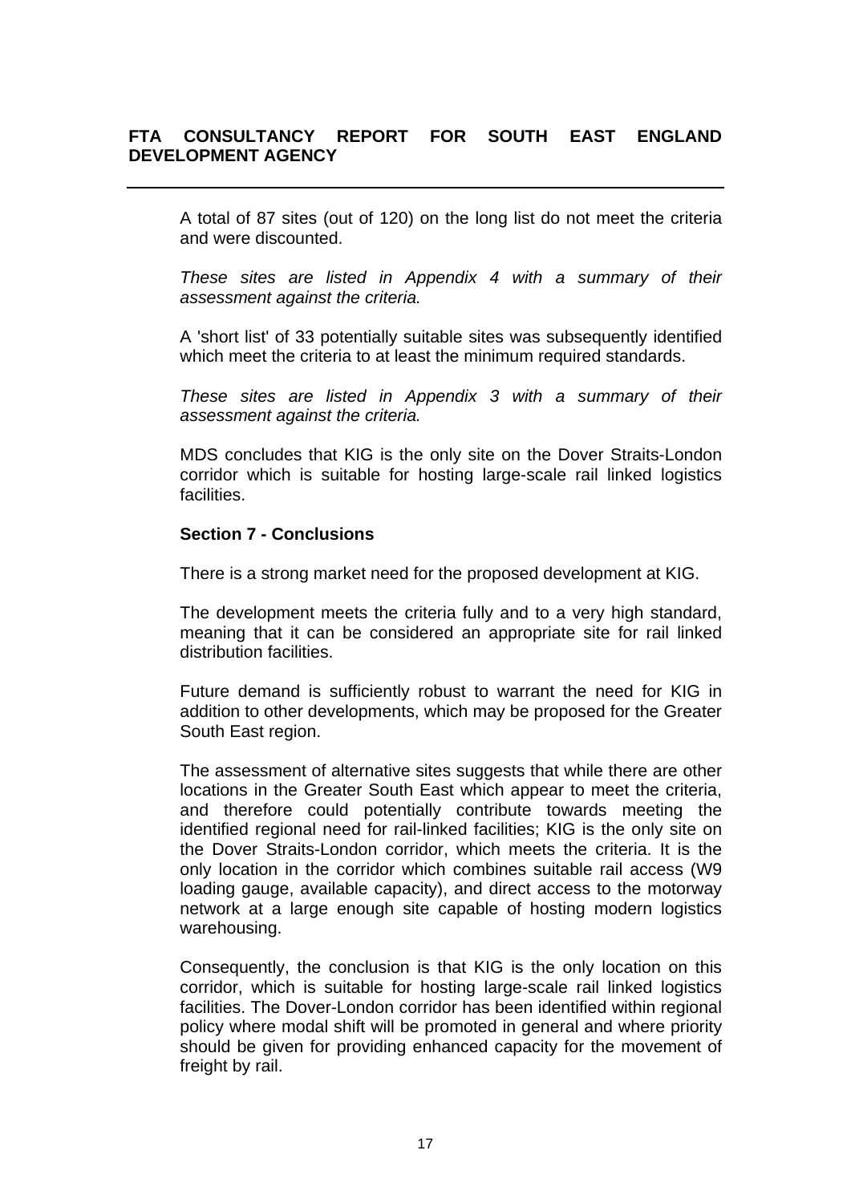A total of 87 sites (out of 120) on the long list do not meet the criteria and were discounted.

*These sites are listed in Appendix 4 with a summary of their assessment against the criteria.*

A 'short list' of 33 potentially suitable sites was subsequently identified which meet the criteria to at least the minimum required standards.

*These sites are listed in Appendix 3 with a summary of their assessment against the criteria.*

MDS concludes that KIG is the only site on the Dover Straits-London corridor which is suitable for hosting large-scale rail linked logistics facilities.

**Section 7 - Conclusions**

There is a strong market need for the proposed development at KIG.

The development meets the criteria fully and to a very high standard, meaning that it can be considered an appropriate site for rail linked distribution facilities.

Future demand is sufficiently robust to warrant the need for KIG in addition to other developments, which may be proposed for the Greater South East region.

The assessment of alternative sites suggests that while there are other locations in the Greater South East which appear to meet the criteria, and therefore could potentially contribute towards meeting the identified regional need for rail-linked facilities; KIG is the only site on the Dover Straits-London corridor, which meets the criteria. It is the only location in the corridor which combines suitable rail access (W9 loading gauge, available capacity), and direct access to the motorway network at a large enough site capable of hosting modern logistics warehousing.

Consequently, the conclusion is that KIG is the only location on this corridor, which is suitable for hosting large-scale rail linked logistics facilities. The Dover-London corridor has been identified within regional policy where modal shift will be promoted in general and where priority should be given for providing enhanced capacity for the movement of freight by rail.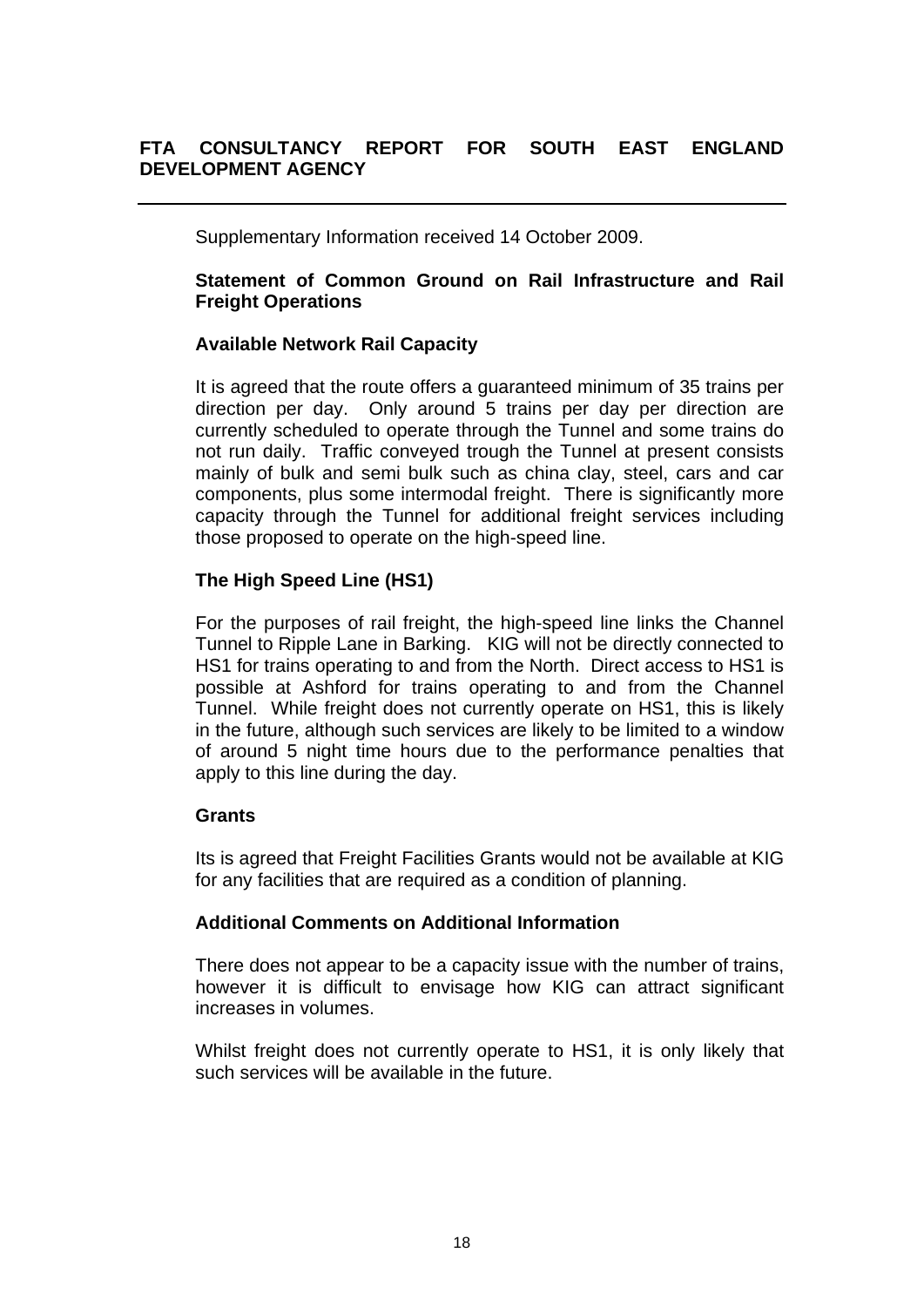**FTA CONSULTANCY REPORT FOR SOUTH EAST ENGLAND DEVELOPMENT AGENCY**

---

Supplementary Information received 14 October 2009.

**Statement of Common Ground on Rail Infrastructure and Rail Freight Operations**

**Available Network Rail Capacity**

It is agreed that the route offers a guaranteed minimum of 35 trains per direction per day. Only around 5 trains per day per direction are currently scheduled to operate through the Tunnel and some trains do not run daily. Traffic conveyed trough the Tunnel at present consists mainly of bulk and semi bulk such as china clay, steel, cars and car components, plus some intermodal freight. There is significantly more capacity through the Tunnel for additional freight services including those proposed to operate on the high-speed line.

**The High Speed Line (HS1)**

For the purposes of rail freight, the high-speed line links the Channel Tunnel to Ripple Lane in Barking. KIG will not be directly connected to HS1 for trains operating to and from the North. Direct access to HS1 is possible at Ashford for trains operating to and from the Channel Tunnel. While freight does not currently operate on HS1, this is likely in the future, although such services are likely to be limited to a window of around 5 night time hours due to the performance penalties that apply to this line during the day.

**Grants**

Its is agreed that Freight Facilities Grants would not be available at KIG for any facilities that are required as a condition of planning.

**Additional Comments on Additional Information**

There does not appear to be a capacity issue with the number of trains, however it is difficult to envisage how KIG can attract significant increases in volumes.

Whilst freight does not currently operate to HS1, it is only likely that such services will be available in the future.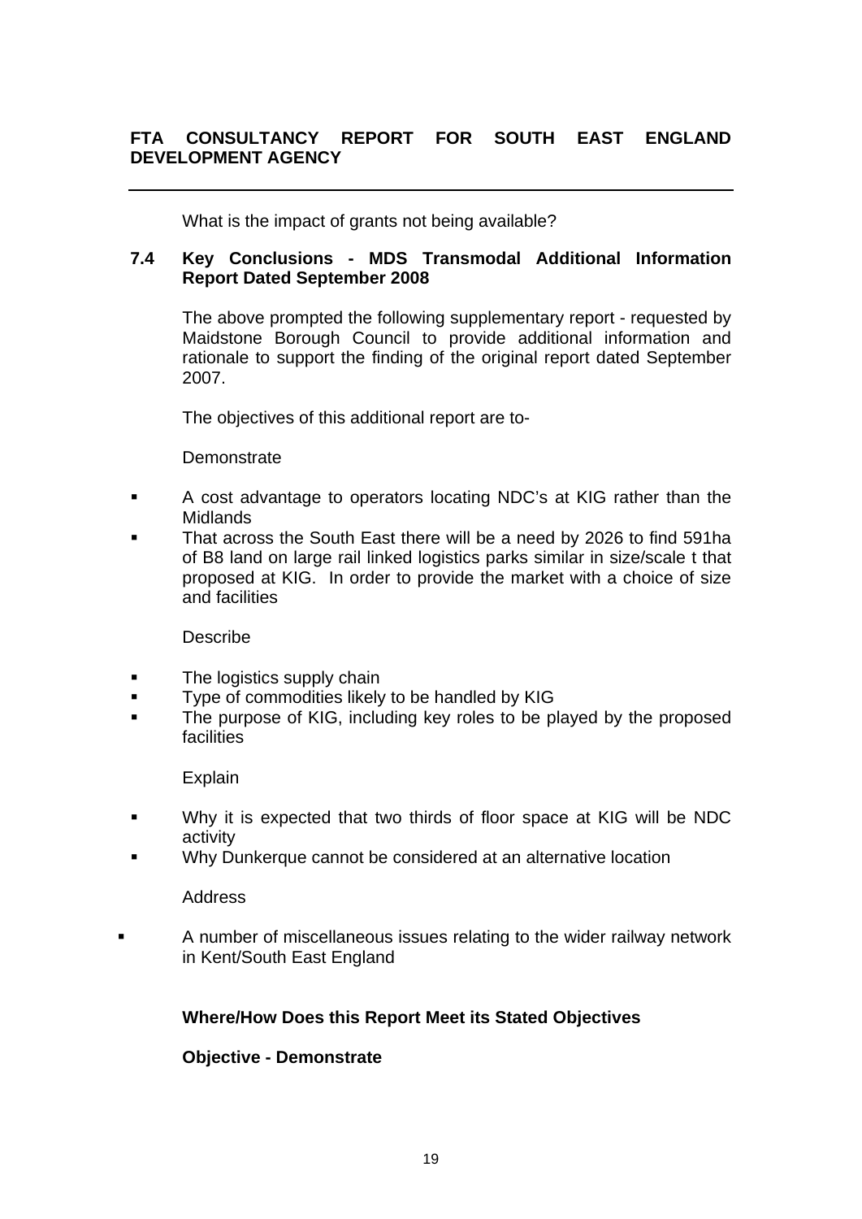What is the impact of grants not being available?

### 7.4 Key Conclusions - MDS Transmodal Additional Information Report Dated September 2008

The above prompted the following supplementary report - requested by Maidstone Borough Council to provide additional information and rationale to support the finding of the original report dated September 2007.

The objectives of this additional report are to-

Demonstrate

- A cost advantage to operators locating NDC's at KIG rather than the Midlands
- That across the South East there will be a need by 2026 to find 591ha of B8 land on large rail linked logistics parks similar in size/scale t that proposed at KIG. In order to provide the market with a choice of size and facilities

Describe

- The logistics supply chain
- Type of commodities likely to be handled by KIG
- The purpose of KIG, including key roles to be played by the proposed facilities

Explain

- Why it is expected that two thirds of floor space at KIG will be NDC activity
- Why Dunkerque cannot be considered at an alternative location

Address

- A number of miscellaneous issues relating to the wider railway network in Kent/South East England

**Where/How Does this Report Meet its Stated Objectives**

**Objective - Demonstrate**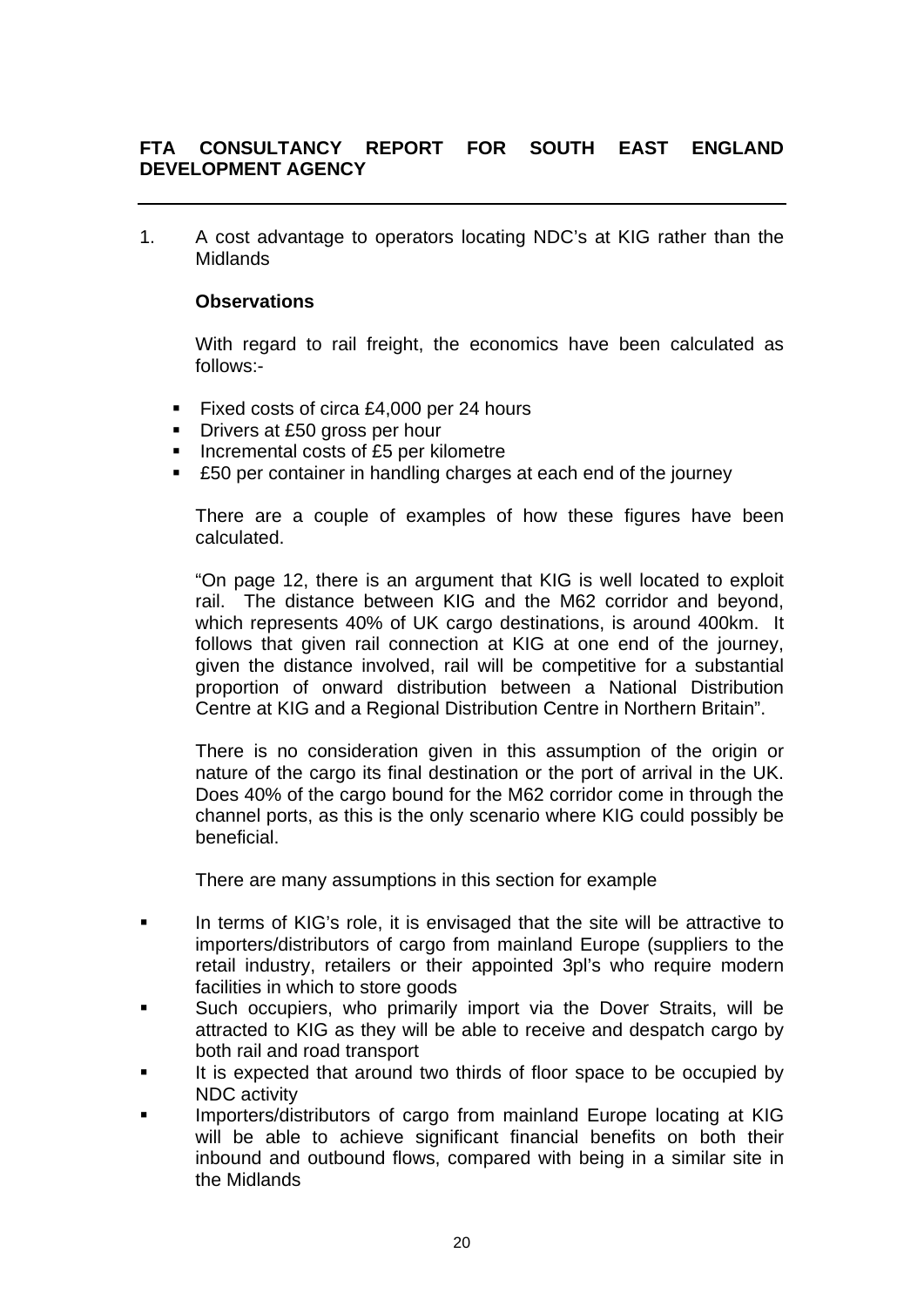## FTA CONSULTANCY REPORT FOR SOUTH EAST ENGLAND DEVELOPMENT AGENCY

---

1. A cost advantage to operators locating NDC's at KIG rather than the Midlands

   **Observations**

   With regard to rail freight, the economics have been calculated as follows:-

   - Fixed costs of circa £4,000 per 24 hours
   - Drivers at £50 gross per hour
   - Incremental costs of £5 per kilometre
   - £50 per container in handling charges at each end of the journey

   There are a couple of examples of how these figures have been calculated.

   "On page 12, there is an argument that KIG is well located to exploit rail. The distance between KIG and the M62 corridor and beyond, which represents 40% of UK cargo destinations, is around 400km. It follows that given rail connection at KIG at one end of the journey, given the distance involved, rail will be competitive for a substantial proportion of onward distribution between a National Distribution Centre at KIG and a Regional Distribution Centre in Northern Britain".

   There is no consideration given in this assumption of the origin or nature of the cargo its final destination or the port of arrival in the UK. Does 40% of the cargo bound for the M62 corridor come in through the channel ports, as this is the only scenario where KIG could possibly be beneficial.

   There are many assumptions in this section for example

- In terms of KIG's role, it is envisaged that the site will be attractive to importers/distributors of cargo from mainland Europe (suppliers to the retail industry, retailers or their appointed 3pl's who require modern facilities in which to store goods
- Such occupiers, who primarily import via the Dover Straits, will be attracted to KIG as they will be able to receive and despatch cargo by both rail and road transport
- It is expected that around two thirds of floor space to be occupied by NDC activity
- Importers/distributors of cargo from mainland Europe locating at KIG will be able to achieve significant financial benefits on both their inbound and outbound flows, compared with being in a similar site in the Midlands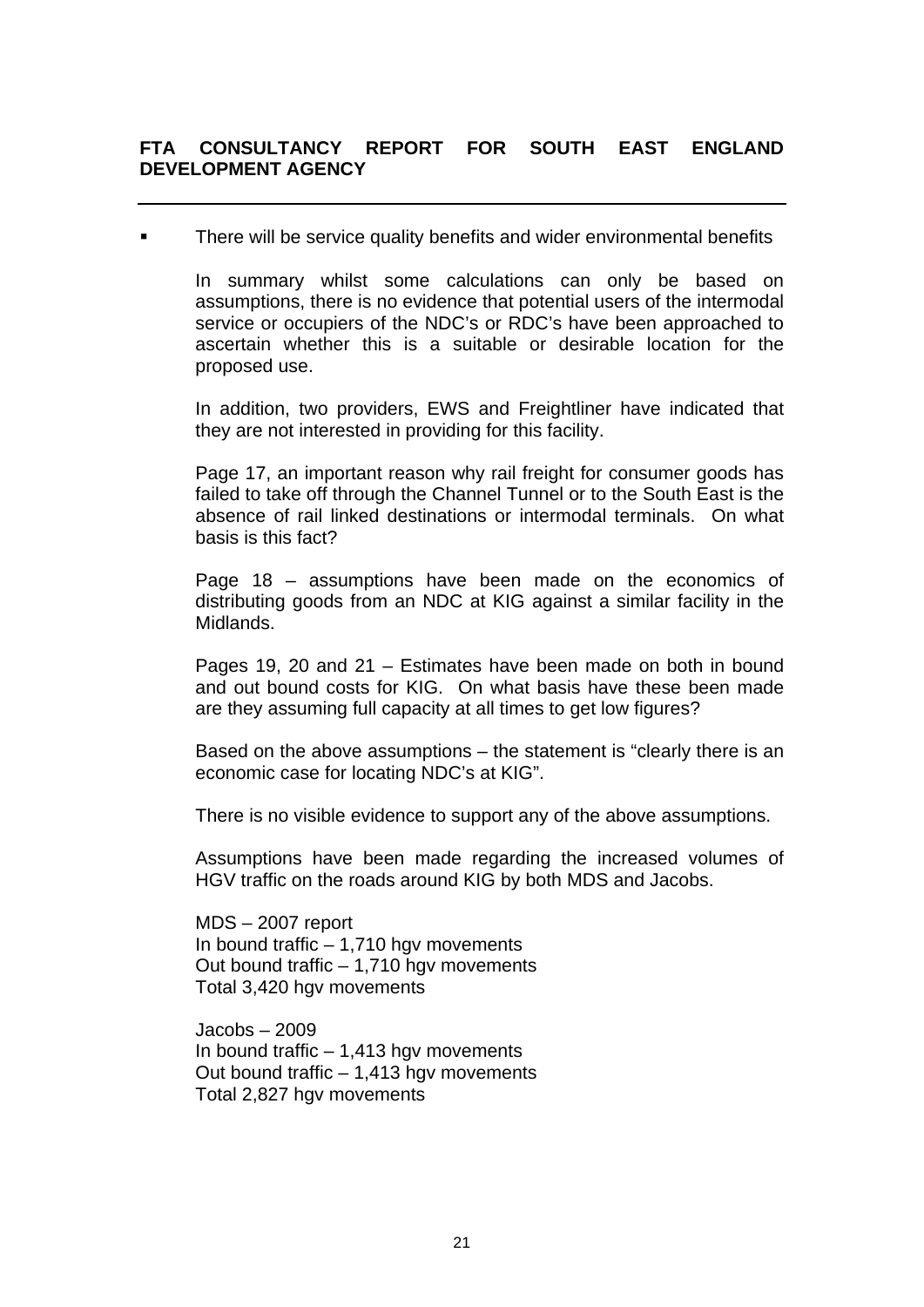- There will be service quality benefits and wider environmental benefits

In summary whilst some calculations can only be based on assumptions, there is no evidence that potential users of the intermodal service or occupiers of the NDC's or RDC's have been approached to ascertain whether this is a suitable or desirable location for the proposed use.

In addition, two providers, EWS and Freightliner have indicated that they are not interested in providing for this facility.

Page 17, an important reason why rail freight for consumer goods has failed to take off through the Channel Tunnel or to the South East is the absence of rail linked destinations or intermodal terminals. On what basis is this fact?

Page 18 – assumptions have been made on the economics of distributing goods from an NDC at KIG against a similar facility in the Midlands.

Pages 19, 20 and 21 – Estimates have been made on both in bound and out bound costs for KIG. On what basis have these been made are they assuming full capacity at all times to get low figures?

Based on the above assumptions – the statement is "clearly there is an economic case for locating NDC's at KIG".

There is no visible evidence to support any of the above assumptions.

Assumptions have been made regarding the increased volumes of HGV traffic on the roads around KIG by both MDS and Jacobs.

MDS – 2007 report
In bound traffic – 1,710 hgv movements
Out bound traffic – 1,710 hgv movements
Total 3,420 hgv movements

Jacobs – 2009
In bound traffic – 1,413 hgv movements
Out bound traffic – 1,413 hgv movements
Total 2,827 hgv movements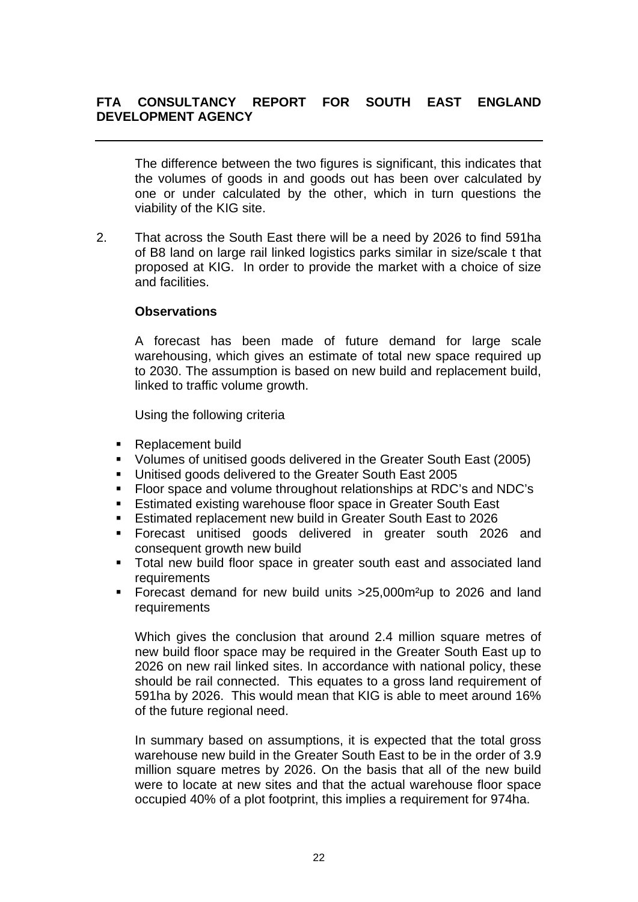The difference between the two figures is significant, this indicates that the volumes of goods in and goods out has been over calculated by one or under calculated by the other, which in turn questions the viability of the KIG site.

2. That across the South East there will be a need by 2026 to find 591ha of B8 land on large rail linked logistics parks similar in size/scale t that proposed at KIG. In order to provide the market with a choice of size and facilities.

**Observations**

A forecast has been made of future demand for large scale warehousing, which gives an estimate of total new space required up to 2030. The assumption is based on new build and replacement build, linked to traffic volume growth.

Using the following criteria

- Replacement build
- Volumes of unitised goods delivered in the Greater South East (2005)
- Unitised goods delivered to the Greater South East 2005
- Floor space and volume throughout relationships at RDC's and NDC's
- Estimated existing warehouse floor space in Greater South East
- Estimated replacement new build in Greater South East to 2026
- Forecast unitised goods delivered in greater south 2026 and consequent growth new build
- Total new build floor space in greater south east and associated land requirements
- Forecast demand for new build units >25,000m²up to 2026 and land requirements

Which gives the conclusion that around 2.4 million square metres of new build floor space may be required in the Greater South East up to 2026 on new rail linked sites. In accordance with national policy, these should be rail connected. This equates to a gross land requirement of 591ha by 2026. This would mean that KIG is able to meet around 16% of the future regional need.

In summary based on assumptions, it is expected that the total gross warehouse new build in the Greater South East to be in the order of 3.9 million square metres by 2026. On the basis that all of the new build were to locate at new sites and that the actual warehouse floor space occupied 40% of a plot footprint, this implies a requirement for 974ha.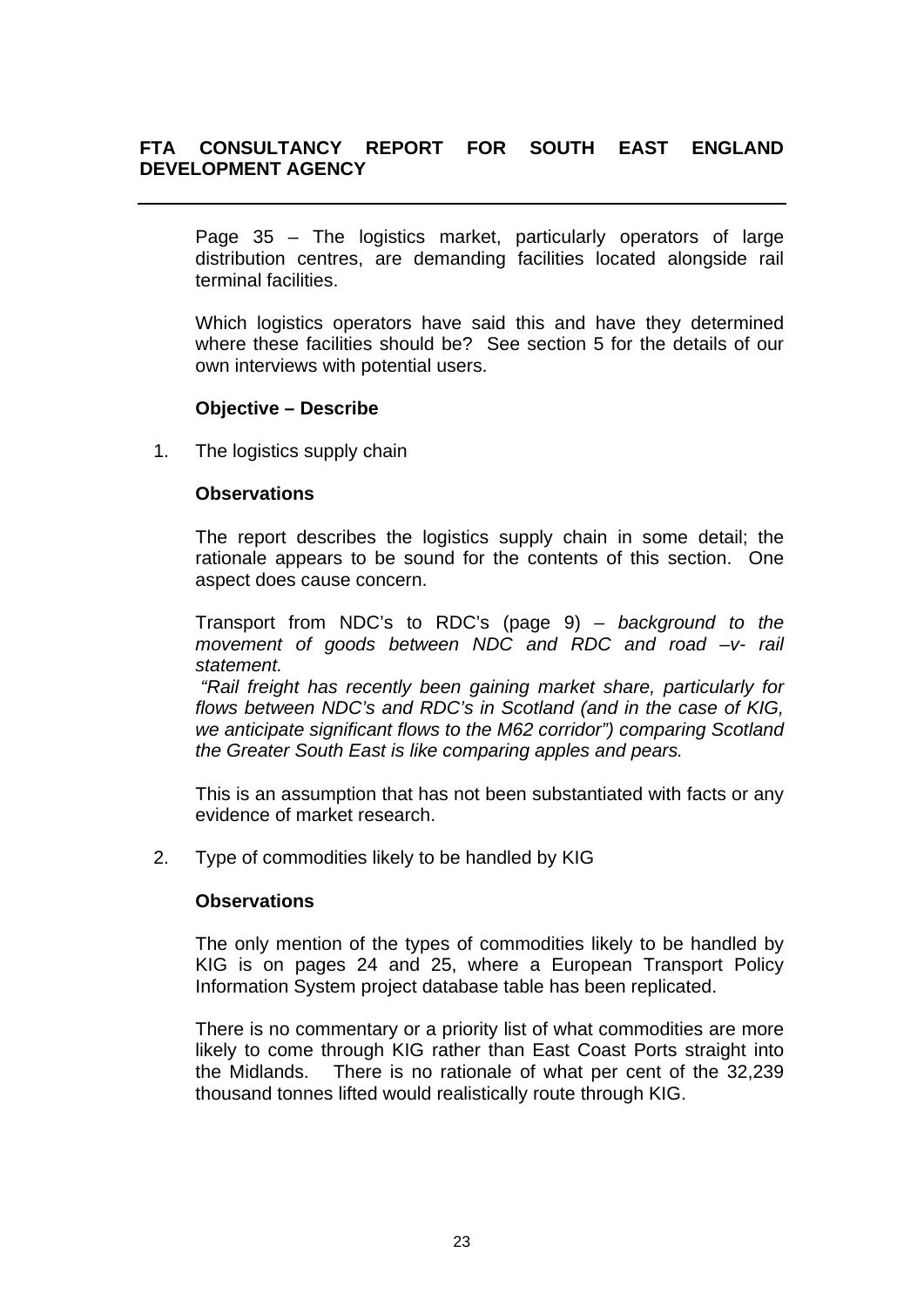**FTA CONSULTANCY REPORT FOR SOUTH EAST ENGLAND DEVELOPMENT AGENCY**

---

Page 35 – The logistics market, particularly operators of large distribution centres, are demanding facilities located alongside rail terminal facilities.

Which logistics operators have said this and have they determined where these facilities should be? See section 5 for the details of our own interviews with potential users.

**Objective – Describe**

1. The logistics supply chain

**Observations**

The report describes the logistics supply chain in some detail; the rationale appears to be sound for the contents of this section. One aspect does cause concern.

Transport from NDC's to RDC's (page 9) – *background to the movement of goods between NDC and RDC and road –v- rail statement.*

*"Rail freight has recently been gaining market share, particularly for flows between NDC's and RDC's in Scotland (and in the case of KIG, we anticipate significant flows to the M62 corridor") comparing Scotland the Greater South East is like comparing apples and pears.*

This is an assumption that has not been substantiated with facts or any evidence of market research.

2. Type of commodities likely to be handled by KIG

**Observations**

The only mention of the types of commodities likely to be handled by KIG is on pages 24 and 25, where a European Transport Policy Information System project database table has been replicated.

There is no commentary or a priority list of what commodities are more likely to come through KIG rather than East Coast Ports straight into the Midlands. There is no rationale of what per cent of the 32,239 thousand tonnes lifted would realistically route through KIG.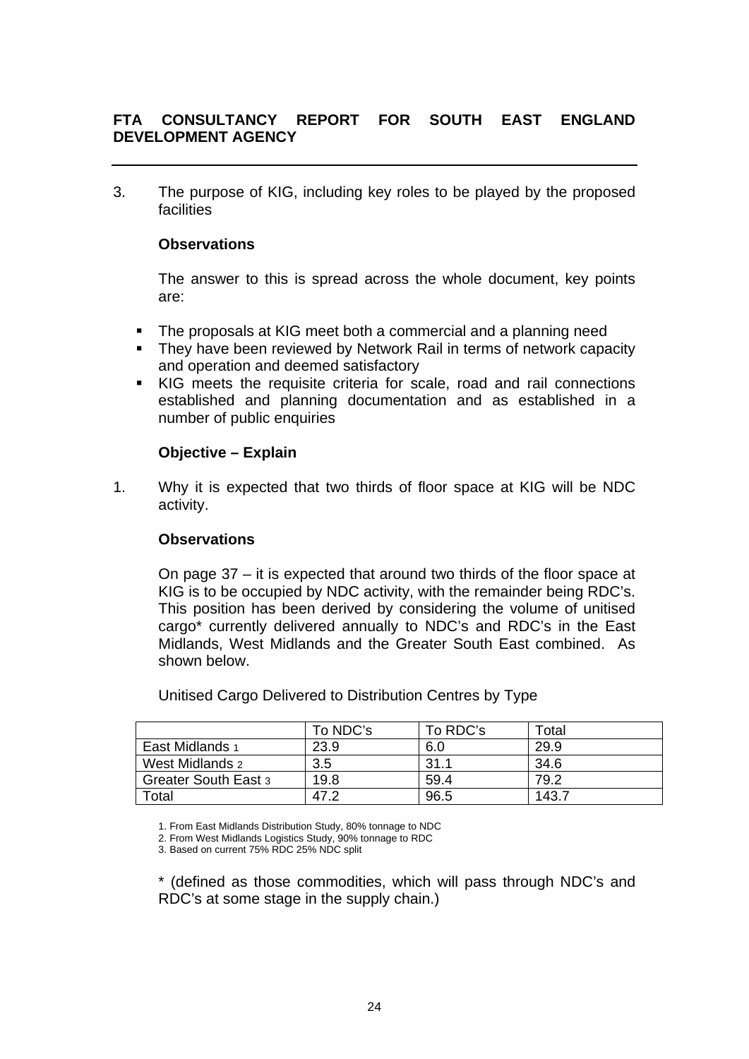3. The purpose of KIG, including key roles to be played by the proposed facilities

**Observations**

The answer to this is spread across the whole document, key points are:

- The proposals at KIG meet both a commercial and a planning need
- They have been reviewed by Network Rail in terms of network capacity and operation and deemed satisfactory
- KIG meets the requisite criteria for scale, road and rail connections established and planning documentation and as established in a number of public enquiries

**Objective – Explain**

1. Why it is expected that two thirds of floor space at KIG will be NDC activity.

**Observations**

On page 37 – it is expected that around two thirds of the floor space at KIG is to be occupied by NDC activity, with the remainder being RDC's. This position has been derived by considering the volume of unitised cargo* currently delivered annually to NDC's and RDC's in the East Midlands, West Midlands and the Greater South East combined. As shown below.

Unitised Cargo Delivered to Distribution Centres by Type

| | To NDC's | To RDC's | Total |
|---|---|---|---|
| East Midlands 1 | 23.9 | 6.0 | 29.9 |
| West Midlands 2 | 3.5 | 31.1 | 34.6 |
| Greater South East 3 | 19.8 | 59.4 | 79.2 |
| Total | 47.2 | 96.5 | 143.7 |

1. From East Midlands Distribution Study, 80% tonnage to NDC
2. From West Midlands Logistics Study, 90% tonnage to RDC
3. Based on current 75% RDC 25% NDC split

* (defined as those commodities, which will pass through NDC's and RDC's at some stage in the supply chain.)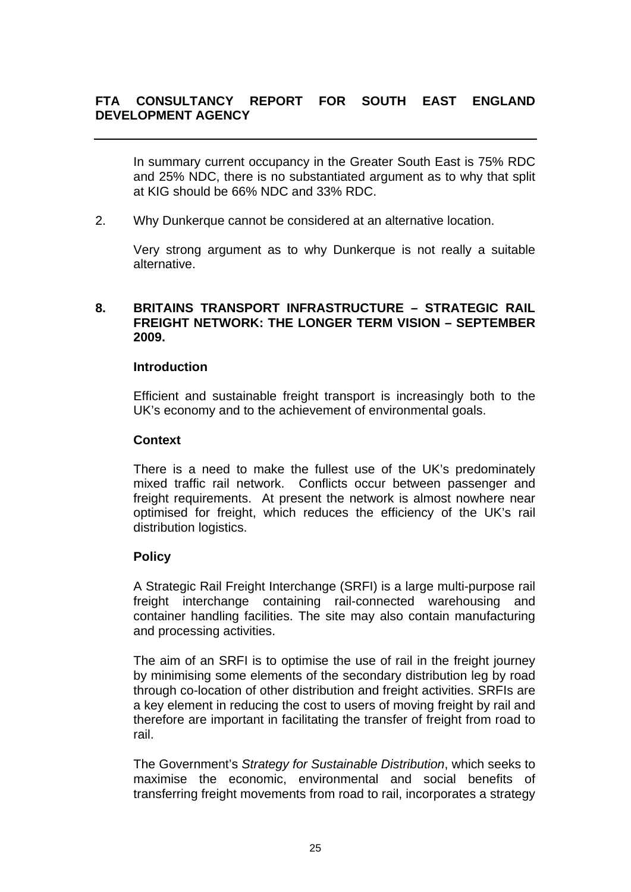In summary current occupancy in the Greater South East is 75% RDC and 25% NDC, there is no substantiated argument as to why that split at KIG should be 66% NDC and 33% RDC.

2. Why Dunkerque cannot be considered at an alternative location.

   Very strong argument as to why Dunkerque is not really a suitable alternative.

## 8. BRITAINS TRANSPORT INFRASTRUCTURE – STRATEGIC RAIL FREIGHT NETWORK: THE LONGER TERM VISION – SEPTEMBER 2009.

**Introduction**

Efficient and sustainable freight transport is increasingly both to the UK's economy and to the achievement of environmental goals.

**Context**

There is a need to make the fullest use of the UK's predominately mixed traffic rail network. Conflicts occur between passenger and freight requirements. At present the network is almost nowhere near optimised for freight, which reduces the efficiency of the UK's rail distribution logistics.

**Policy**

A Strategic Rail Freight Interchange (SRFI) is a large multi-purpose rail freight interchange containing rail-connected warehousing and container handling facilities. The site may also contain manufacturing and processing activities.

The aim of an SRFI is to optimise the use of rail in the freight journey by minimising some elements of the secondary distribution leg by road through co-location of other distribution and freight activities. SRFIs are a key element in reducing the cost to users of moving freight by rail and therefore are important in facilitating the transfer of freight from road to rail.

The Government's *Strategy for Sustainable Distribution*, which seeks to maximise the economic, environmental and social benefits of transferring freight movements from road to rail, incorporates a strategy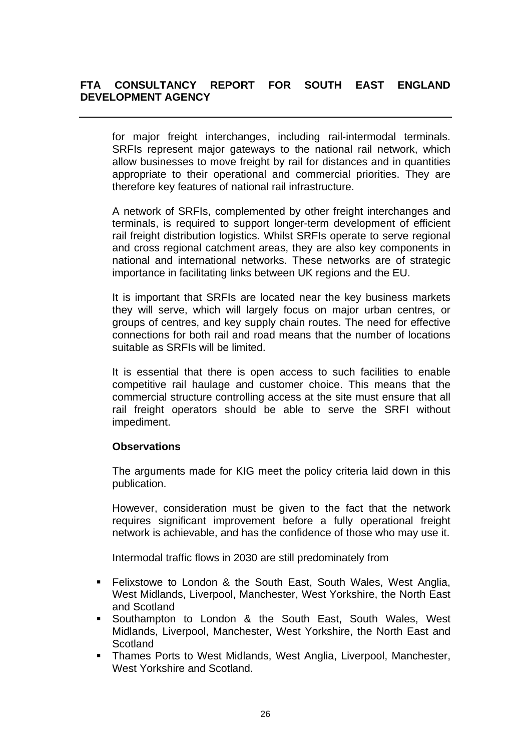for major freight interchanges, including rail-intermodal terminals. SRFIs represent major gateways to the national rail network, which allow businesses to move freight by rail for distances and in quantities appropriate to their operational and commercial priorities. They are therefore key features of national rail infrastructure.

A network of SRFIs, complemented by other freight interchanges and terminals, is required to support longer-term development of efficient rail freight distribution logistics. Whilst SRFIs operate to serve regional and cross regional catchment areas, they are also key components in national and international networks. These networks are of strategic importance in facilitating links between UK regions and the EU.

It is important that SRFIs are located near the key business markets they will serve, which will largely focus on major urban centres, or groups of centres, and key supply chain routes. The need for effective connections for both rail and road means that the number of locations suitable as SRFIs will be limited.

It is essential that there is open access to such facilities to enable competitive rail haulage and customer choice. This means that the commercial structure controlling access at the site must ensure that all rail freight operators should be able to serve the SRFI without impediment.

**Observations**

The arguments made for KIG meet the policy criteria laid down in this publication.

However, consideration must be given to the fact that the network requires significant improvement before a fully operational freight network is achievable, and has the confidence of those who may use it.

Intermodal traffic flows in 2030 are still predominately from

- Felixstowe to London & the South East, South Wales, West Anglia, West Midlands, Liverpool, Manchester, West Yorkshire, the North East and Scotland
- Southampton to London & the South East, South Wales, West Midlands, Liverpool, Manchester, West Yorkshire, the North East and Scotland
- Thames Ports to West Midlands, West Anglia, Liverpool, Manchester, West Yorkshire and Scotland.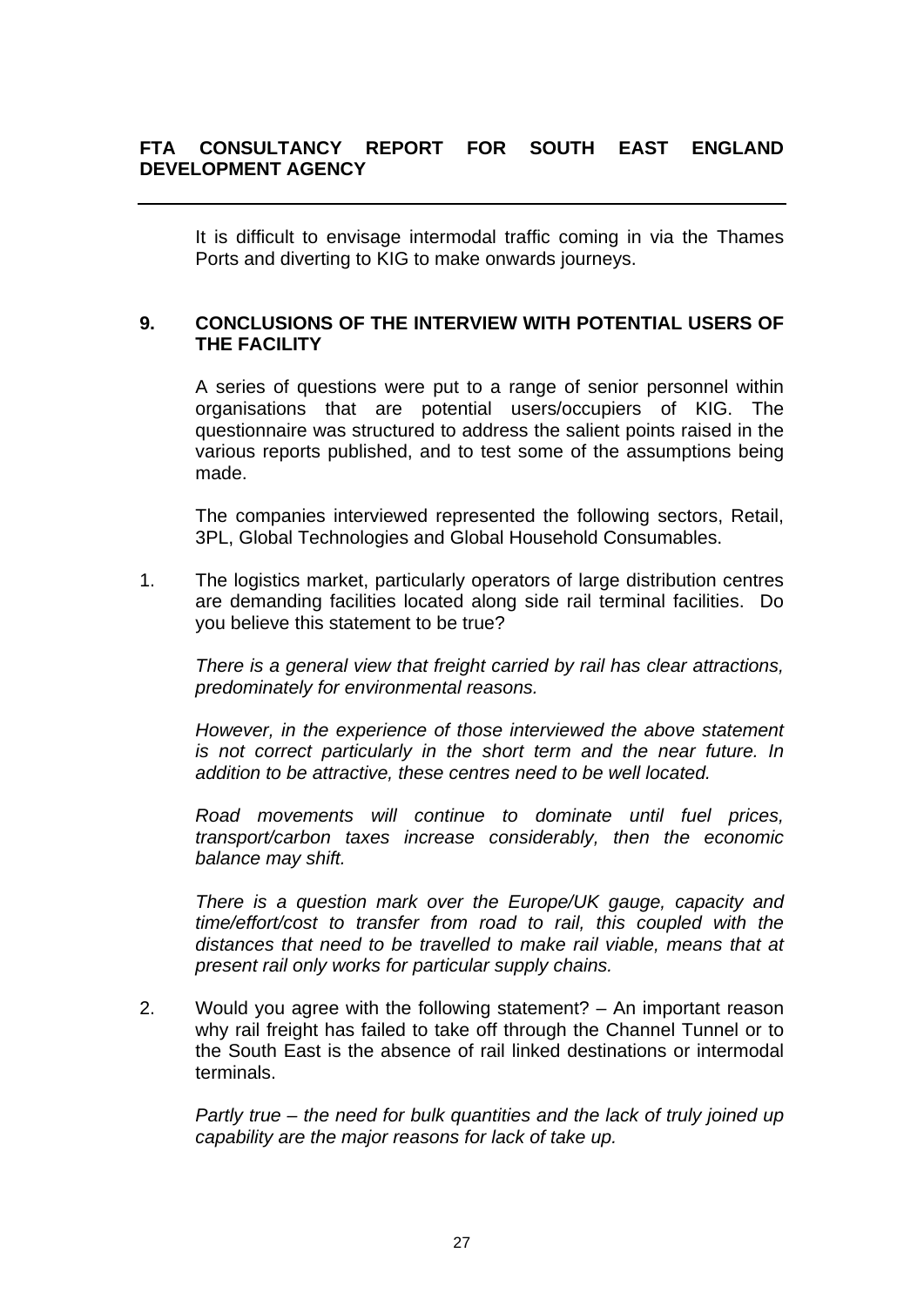It is difficult to envisage intermodal traffic coming in via the Thames Ports and diverting to KIG to make onwards journeys.

## 9. CONCLUSIONS OF THE INTERVIEW WITH POTENTIAL USERS OF THE FACILITY

A series of questions were put to a range of senior personnel within organisations that are potential users/occupiers of KIG. The questionnaire was structured to address the salient points raised in the various reports published, and to test some of the assumptions being made.

The companies interviewed represented the following sectors, Retail, 3PL, Global Technologies and Global Household Consumables.

1. The logistics market, particularly operators of large distribution centres are demanding facilities located along side rail terminal facilities. Do you believe this statement to be true?

   *There is a general view that freight carried by rail has clear attractions, predominately for environmental reasons.*

   *However, in the experience of those interviewed the above statement is not correct particularly in the short term and the near future. In addition to be attractive, these centres need to be well located.*

   *Road movements will continue to dominate until fuel prices, transport/carbon taxes increase considerably, then the economic balance may shift.*

   *There is a question mark over the Europe/UK gauge, capacity and time/effort/cost to transfer from road to rail, this coupled with the distances that need to be travelled to make rail viable, means that at present rail only works for particular supply chains.*

2. Would you agree with the following statement? – An important reason why rail freight has failed to take off through the Channel Tunnel or to the South East is the absence of rail linked destinations or intermodal terminals.

   *Partly true – the need for bulk quantities and the lack of truly joined up capability are the major reasons for lack of take up.*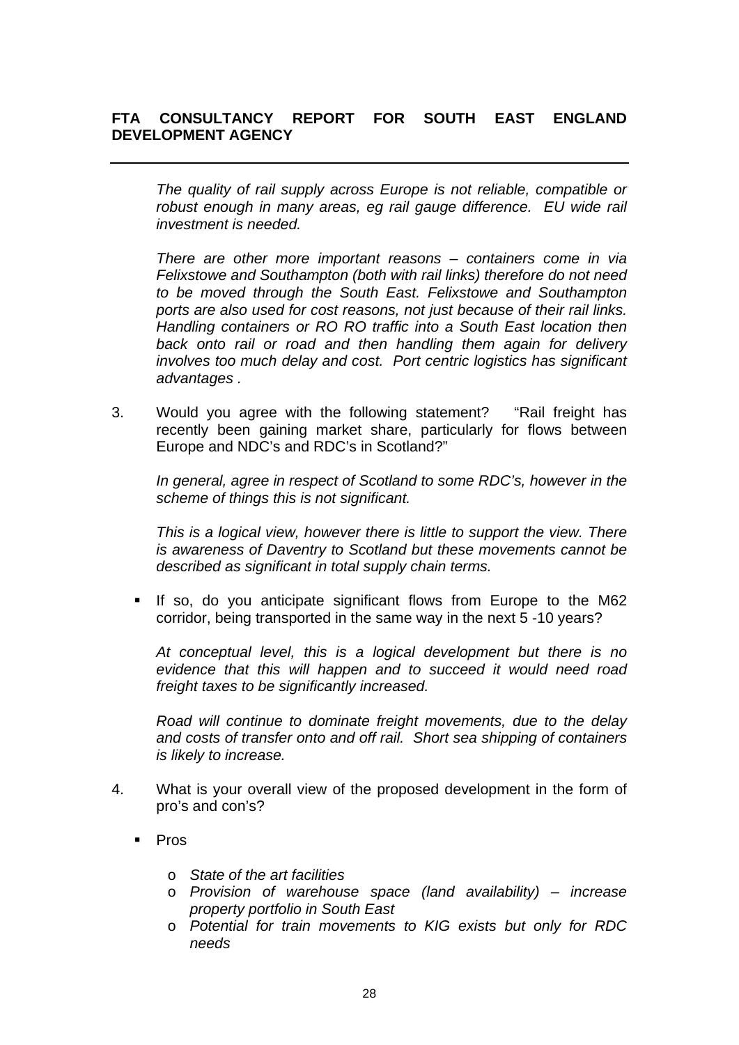*The quality of rail supply across Europe is not reliable, compatible or robust enough in many areas, eg rail gauge difference. EU wide rail investment is needed.*

*There are other more important reasons – containers come in via Felixstowe and Southampton (both with rail links) therefore do not need to be moved through the South East. Felixstowe and Southampton ports are also used for cost reasons, not just because of their rail links. Handling containers or RO RO traffic into a South East location then back onto rail or road and then handling them again for delivery involves too much delay and cost. Port centric logistics has significant advantages .*

3. Would you agree with the following statement? "Rail freight has recently been gaining market share, particularly for flows between Europe and NDC's and RDC's in Scotland?"

   *In general, agree in respect of Scotland to some RDC's, however in the scheme of things this is not significant.*

   *This is a logical view, however there is little to support the view. There is awareness of Daventry to Scotland but these movements cannot be described as significant in total supply chain terms.*

   - If so, do you anticipate significant flows from Europe to the M62 corridor, being transported in the same way in the next 5 -10 years?

   *At conceptual level, this is a logical development but there is no evidence that this will happen and to succeed it would need road freight taxes to be significantly increased.*

   *Road will continue to dominate freight movements, due to the delay and costs of transfer onto and off rail. Short sea shipping of containers is likely to increase.*

4. What is your overall view of the proposed development in the form of pro's and con's?

   - Pros
     - *State of the art facilities*
     - *Provision of warehouse space (land availability) – increase property portfolio in South East*
     - *Potential for train movements to KIG exists but only for RDC needs*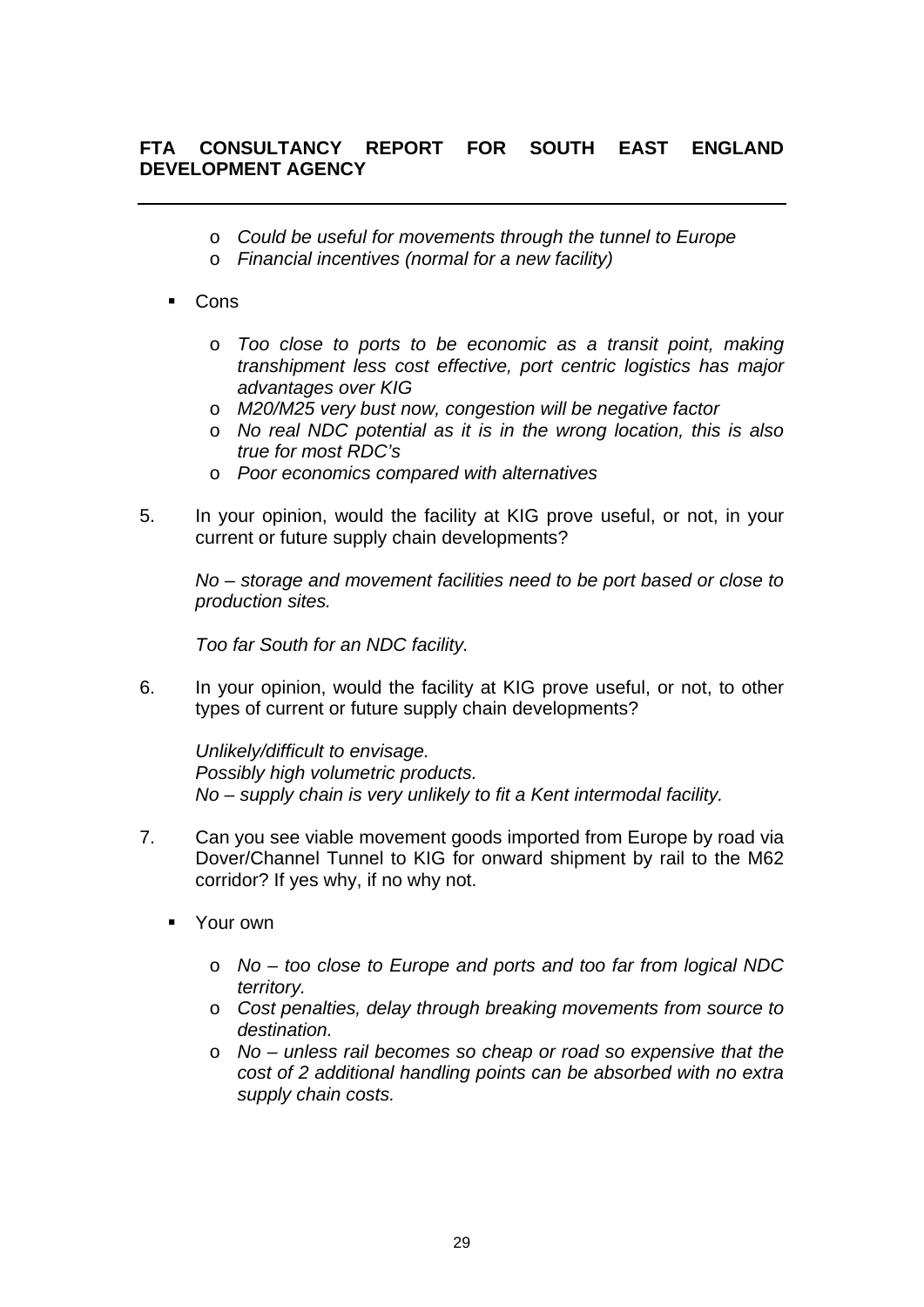- *Could be useful for movements through the tunnel to Europe*
- *Financial incentives (normal for a new facility)*

- Cons

  - *Too close to ports to be economic as a transit point, making transhipment less cost effective, port centric logistics has major advantages over KIG*
  - *M20/M25 very bust now, congestion will be negative factor*
  - *No real NDC potential as it is in the wrong location, this is also true for most RDC's*
  - *Poor economics compared with alternatives*

5. In your opinion, would the facility at KIG prove useful, or not, in your current or future supply chain developments?

   *No – storage and movement facilities need to be port based or close to production sites.*

   *Too far South for an NDC facility.*

6. In your opinion, would the facility at KIG prove useful, or not, to other types of current or future supply chain developments?

   *Unlikely/difficult to envisage.*
   *Possibly high volumetric products.*
   *No – supply chain is very unlikely to fit a Kent intermodal facility.*

7. Can you see viable movement goods imported from Europe by road via Dover/Channel Tunnel to KIG for onward shipment by rail to the M62 corridor? If yes why, if no why not.

   - Your own

     - *No – too close to Europe and ports and too far from logical NDC territory.*
     - *Cost penalties, delay through breaking movements from source to destination.*
     - *No – unless rail becomes so cheap or road so expensive that the cost of 2 additional handling points can be absorbed with no extra supply chain costs.*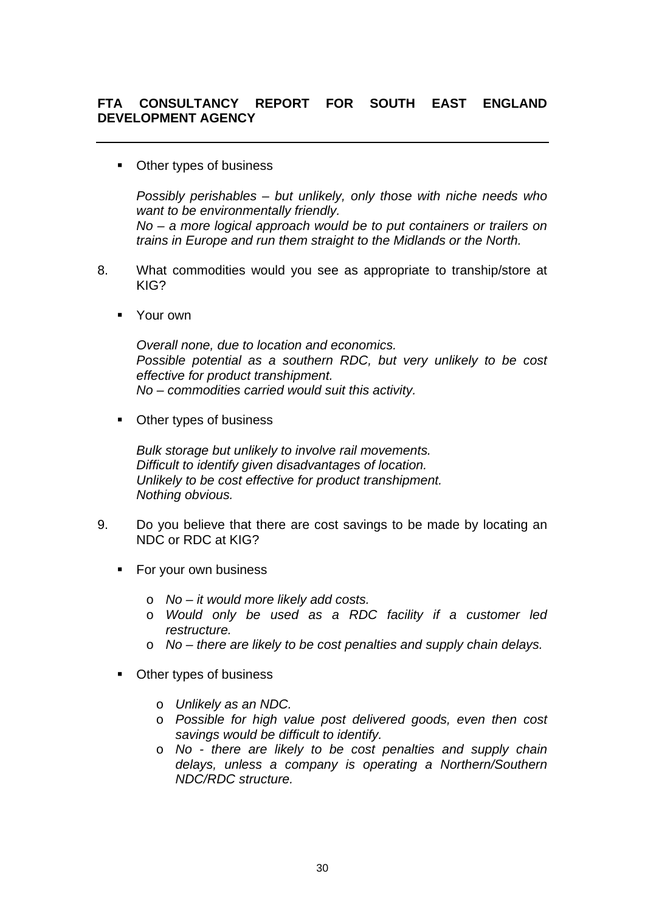- Other types of business

  *Possibly perishables – but unlikely, only those with niche needs who want to be environmentally friendly.*
  *No – a more logical approach would be to put containers or trailers on trains in Europe and run them straight to the Midlands or the North.*

8. What commodities would you see as appropriate to tranship/store at KIG?

   - Your own

     *Overall none, due to location and economics.*
     *Possible potential as a southern RDC, but very unlikely to be cost effective for product transhipment.*
     *No – commodities carried would suit this activity.*

   - Other types of business

     *Bulk storage but unlikely to involve rail movements.*
     *Difficult to identify given disadvantages of location.*
     *Unlikely to be cost effective for product transhipment.*
     *Nothing obvious.*

9. Do you believe that there are cost savings to be made by locating an NDC or RDC at KIG?

   - For your own business

     - *No – it would more likely add costs.*
     - *Would only be used as a RDC facility if a customer led restructure.*
     - *No – there are likely to be cost penalties and supply chain delays.*

   - Other types of business

     - *Unlikely as an NDC.*
     - *Possible for high value post delivered goods, even then cost savings would be difficult to identify.*
     - *No - there are likely to be cost penalties and supply chain delays, unless a company is operating a Northern/Southern NDC/RDC structure.*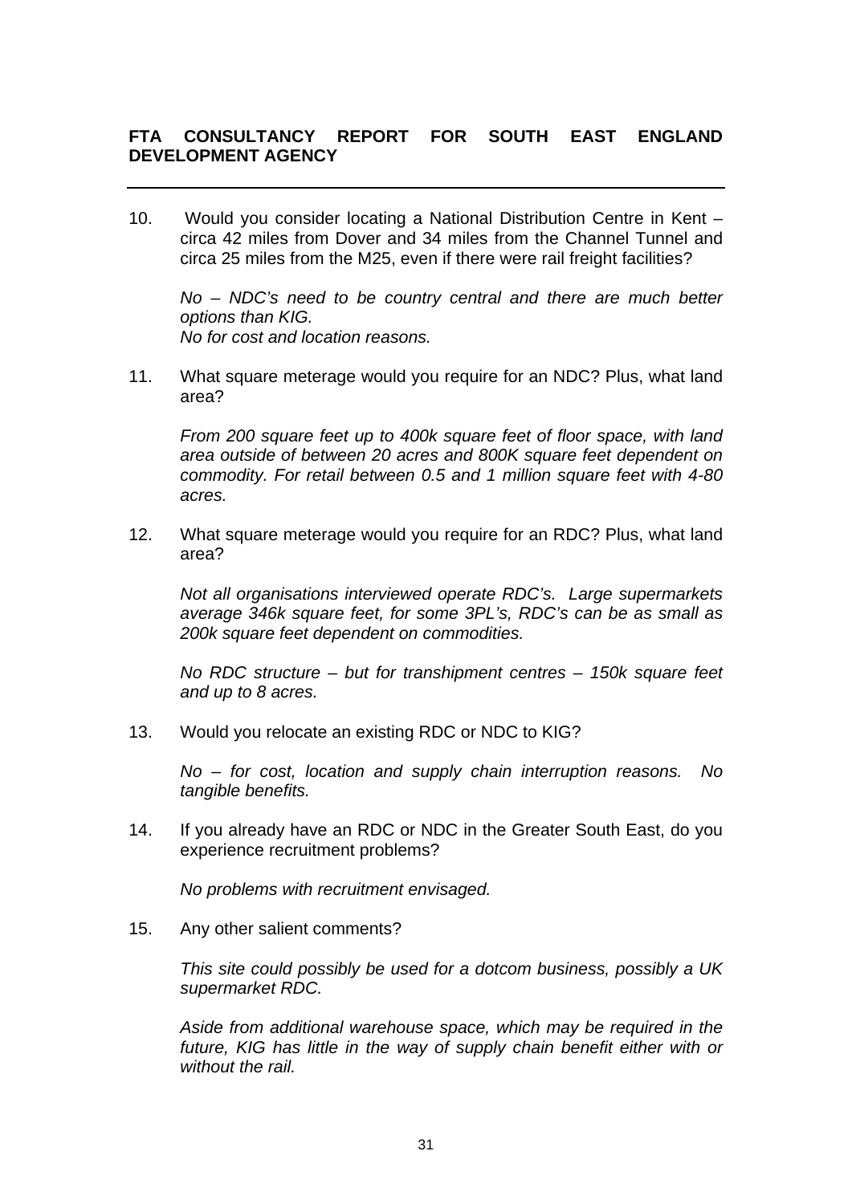**FTA CONSULTANCY REPORT FOR SOUTH EAST ENGLAND DEVELOPMENT AGENCY**

---

10. Would you consider locating a National Distribution Centre in Kent – circa 42 miles from Dover and 34 miles from the Channel Tunnel and circa 25 miles from the M25, even if there were rail freight facilities?

    *No – NDC's need to be country central and there are much better options than KIG.*
    *No for cost and location reasons.*

11. What square meterage would you require for an NDC? Plus, what land area?

    *From 200 square feet up to 400k square feet of floor space, with land area outside of between 20 acres and 800K square feet dependent on commodity. For retail between 0.5 and 1 million square feet with 4-80 acres.*

12. What square meterage would you require for an RDC? Plus, what land area?

    *Not all organisations interviewed operate RDC's. Large supermarkets average 346k square feet, for some 3PL's, RDC's can be as small as 200k square feet dependent on commodities.*

    *No RDC structure – but for transhipment centres – 150k square feet and up to 8 acres.*

13. Would you relocate an existing RDC or NDC to KIG?

    *No – for cost, location and supply chain interruption reasons. No tangible benefits.*

14. If you already have an RDC or NDC in the Greater South East, do you experience recruitment problems?

    *No problems with recruitment envisaged.*

15. Any other salient comments?

    *This site could possibly be used for a dotcom business, possibly a UK supermarket RDC.*

    *Aside from additional warehouse space, which may be required in the future, KIG has little in the way of supply chain benefit either with or without the rail.*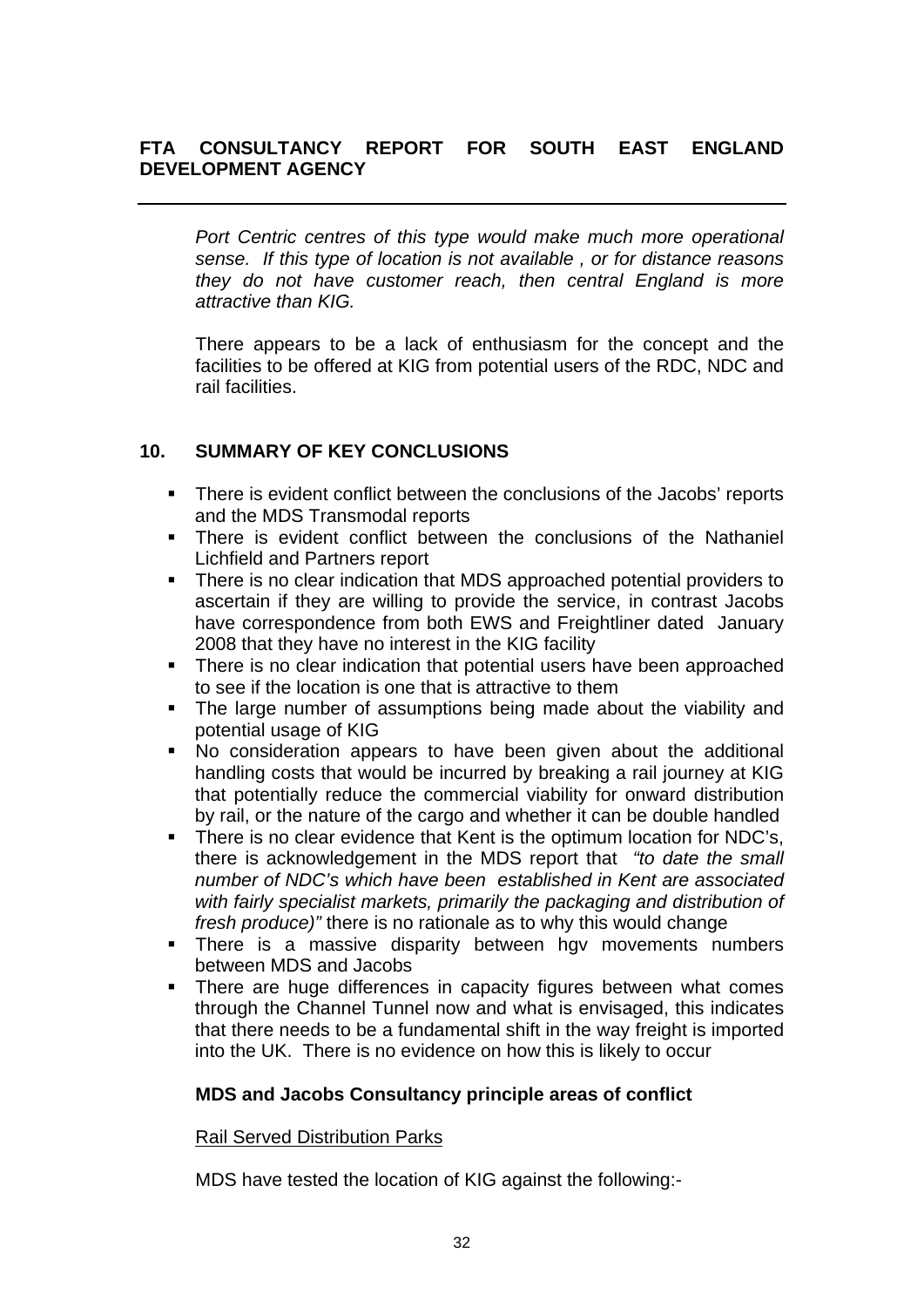*Port Centric centres of this type would make much more operational sense. If this type of location is not available , or for distance reasons they do not have customer reach, then central England is more attractive than KIG.*

There appears to be a lack of enthusiasm for the concept and the facilities to be offered at KIG from potential users of the RDC, NDC and rail facilities.

## 10. SUMMARY OF KEY CONCLUSIONS

- There is evident conflict between the conclusions of the Jacobs' reports and the MDS Transmodal reports
- There is evident conflict between the conclusions of the Nathaniel Lichfield and Partners report
- There is no clear indication that MDS approached potential providers to ascertain if they are willing to provide the service, in contrast Jacobs have correspondence from both EWS and Freightliner dated January 2008 that they have no interest in the KIG facility
- There is no clear indication that potential users have been approached to see if the location is one that is attractive to them
- The large number of assumptions being made about the viability and potential usage of KIG
- No consideration appears to have been given about the additional handling costs that would be incurred by breaking a rail journey at KIG that potentially reduce the commercial viability for onward distribution by rail, or the nature of the cargo and whether it can be double handled
- There is no clear evidence that Kent is the optimum location for NDC's, there is acknowledgement in the MDS report that *"to date the small number of NDC's which have been established in Kent are associated with fairly specialist markets, primarily the packaging and distribution of fresh produce)"* there is no rationale as to why this would change
- There is a massive disparity between hgv movements numbers between MDS and Jacobs
- There are huge differences in capacity figures between what comes through the Channel Tunnel now and what is envisaged, this indicates that there needs to be a fundamental shift in the way freight is imported into the UK. There is no evidence on how this is likely to occur

### MDS and Jacobs Consultancy principle areas of conflict

Rail Served Distribution Parks

MDS have tested the location of KIG against the following:-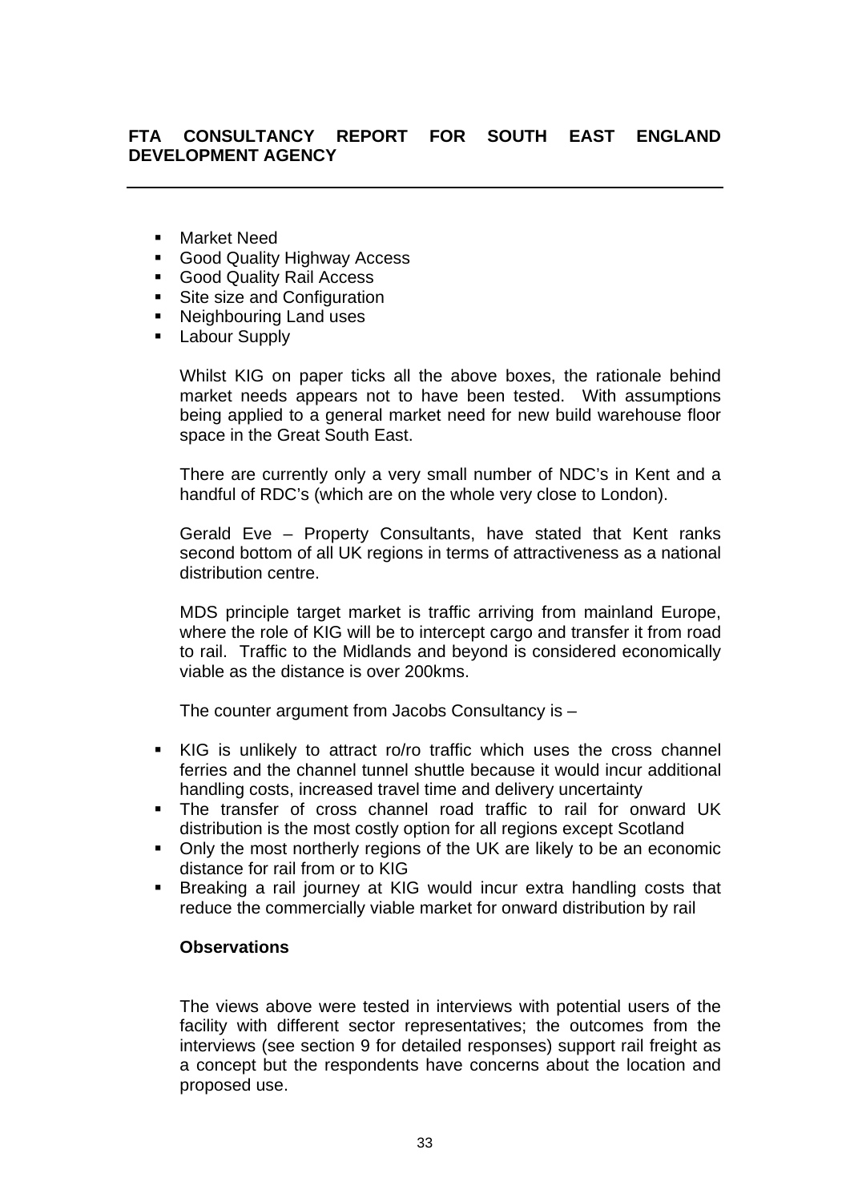- Market Need
- Good Quality Highway Access
- Good Quality Rail Access
- Site size and Configuration
- Neighbouring Land uses
- Labour Supply

Whilst KIG on paper ticks all the above boxes, the rationale behind market needs appears not to have been tested. With assumptions being applied to a general market need for new build warehouse floor space in the Great South East.

There are currently only a very small number of NDC's in Kent and a handful of RDC's (which are on the whole very close to London).

Gerald Eve – Property Consultants, have stated that Kent ranks second bottom of all UK regions in terms of attractiveness as a national distribution centre.

MDS principle target market is traffic arriving from mainland Europe, where the role of KIG will be to intercept cargo and transfer it from road to rail. Traffic to the Midlands and beyond is considered economically viable as the distance is over 200kms.

The counter argument from Jacobs Consultancy is –

- KIG is unlikely to attract ro/ro traffic which uses the cross channel ferries and the channel tunnel shuttle because it would incur additional handling costs, increased travel time and delivery uncertainty
- The transfer of cross channel road traffic to rail for onward UK distribution is the most costly option for all regions except Scotland
- Only the most northerly regions of the UK are likely to be an economic distance for rail from or to KIG
- Breaking a rail journey at KIG would incur extra handling costs that reduce the commercially viable market for onward distribution by rail

**Observations**

The views above were tested in interviews with potential users of the facility with different sector representatives; the outcomes from the interviews (see section 9 for detailed responses) support rail freight as a concept but the respondents have concerns about the location and proposed use.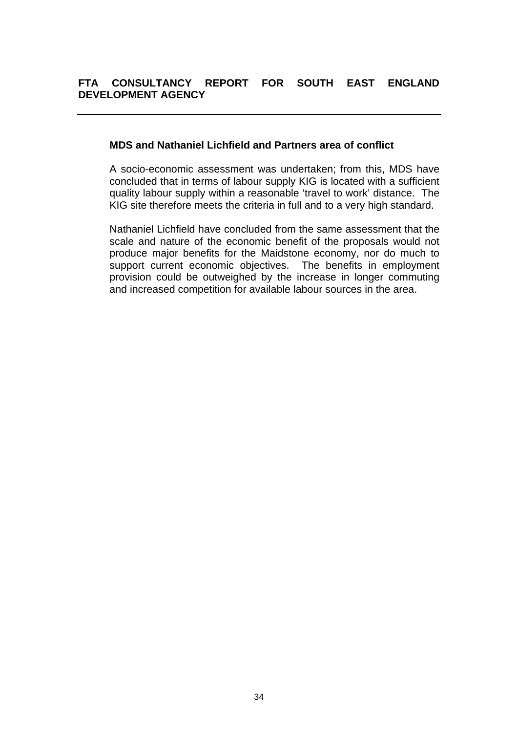**MDS and Nathaniel Lichfield and Partners area of conflict**

A socio-economic assessment was undertaken; from this, MDS have concluded that in terms of labour supply KIG is located with a sufficient quality labour supply within a reasonable 'travel to work' distance. The KIG site therefore meets the criteria in full and to a very high standard.

Nathaniel Lichfield have concluded from the same assessment that the scale and nature of the economic benefit of the proposals would not produce major benefits for the Maidstone economy, nor do much to support current economic objectives. The benefits in employment provision could be outweighed by the increase in longer commuting and increased competition for available labour sources in the area.